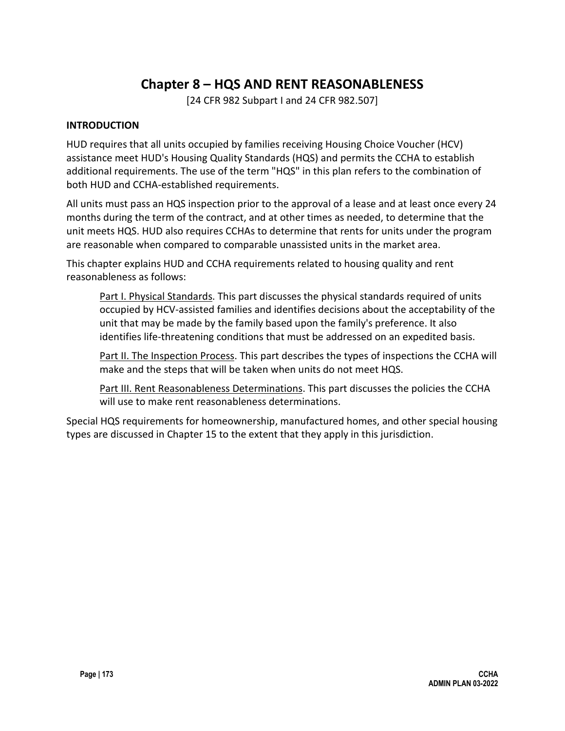# Chapter 8 – HQS AND RENT REASONABLENESS

[24 CFR 982 Subpart I and 24 CFR 982.507]

## INTRODUCTION

HUD requires that all units occupied by families receiving Housing Choice Voucher (HCV) assistance meet HUD's Housing Quality Standards (HQS) and permits the CCHA to establish additional requirements. The use of the term "HQS" in this plan refers to the combination of both HUD and CCHA-established requirements.

All units must pass an HQS inspection prior to the approval of a lease and at least once every 24 months during the term of the contract, and at other times as needed, to determine that the unit meets HQS. HUD also requires CCHAs to determine that rents for units under the program are reasonable when compared to comparable unassisted units in the market area.

This chapter explains HUD and CCHA requirements related to housing quality and rent reasonableness as follows:

> Part I. Physical Standards. This part discusses the physical standards required of units occupied by HCV-assisted families and identifies decisions about the acceptability of the unit that may be made by the family based upon the family's preference. It also identifies life-threatening conditions that must be addressed on an expedited basis.
>
> Part II. The Inspection Process. This part describes the types of inspections the CCHA will make and the steps that will be taken when units do not meet HQS.
>
> Part III. Rent Reasonableness Determinations. This part discusses the policies the CCHA will use to make rent reasonableness determinations.

Special HQS requirements for homeownership, manufactured homes, and other special housing types are discussed in Chapter 15 to the extent that they apply in this jurisdiction.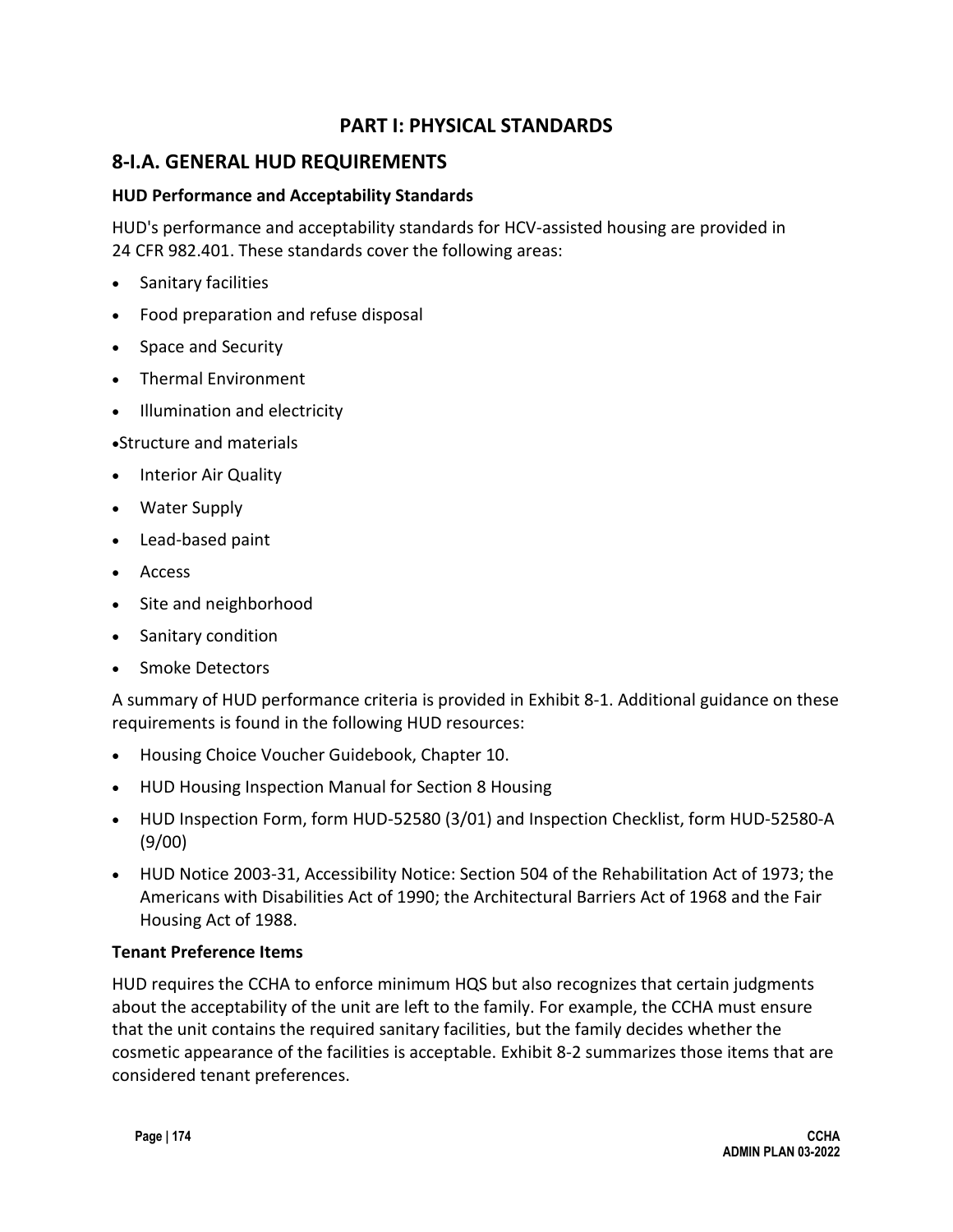# PART I: PHYSICAL STANDARDS

## 8-I.A. GENERAL HUD REQUIREMENTS

### HUD Performance and Acceptability Standards

HUD's performance and acceptability standards for HCV-assisted housing are provided in 24 CFR 982.401. These standards cover the following areas:

- Sanitary facilities
- Food preparation and refuse disposal
- Space and Security
- Thermal Environment
- Illumination and electricity
- Structure and materials
- Interior Air Quality
- Water Supply
- Lead-based paint
- Access
- Site and neighborhood
- Sanitary condition
- Smoke Detectors

A summary of HUD performance criteria is provided in Exhibit 8-1. Additional guidance on these requirements is found in the following HUD resources:

- Housing Choice Voucher Guidebook, Chapter 10.
- HUD Housing Inspection Manual for Section 8 Housing
- HUD Inspection Form, form HUD-52580 (3/01) and Inspection Checklist, form HUD-52580-A (9/00)
- HUD Notice 2003-31, Accessibility Notice: Section 504 of the Rehabilitation Act of 1973; the Americans with Disabilities Act of 1990; the Architectural Barriers Act of 1968 and the Fair Housing Act of 1988.

### Tenant Preference Items

HUD requires the CCHA to enforce minimum HQS but also recognizes that certain judgments about the acceptability of the unit are left to the family. For example, the CCHA must ensure that the unit contains the required sanitary facilities, but the family decides whether the cosmetic appearance of the facilities is acceptable. Exhibit 8-2 summarizes those items that are considered tenant preferences.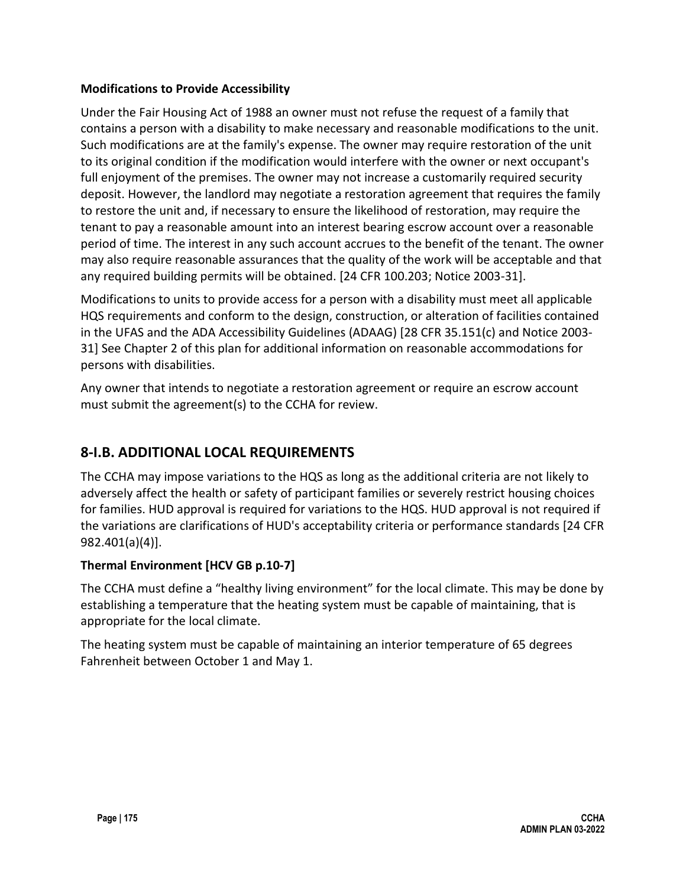**Modifications to Provide Accessibility**

Under the Fair Housing Act of 1988 an owner must not refuse the request of a family that contains a person with a disability to make necessary and reasonable modifications to the unit. Such modifications are at the family's expense. The owner may require restoration of the unit to its original condition if the modification would interfere with the owner or next occupant's full enjoyment of the premises. The owner may not increase a customarily required security deposit. However, the landlord may negotiate a restoration agreement that requires the family to restore the unit and, if necessary to ensure the likelihood of restoration, may require the tenant to pay a reasonable amount into an interest bearing escrow account over a reasonable period of time. The interest in any such account accrues to the benefit of the tenant. The owner may also require reasonable assurances that the quality of the work will be acceptable and that any required building permits will be obtained. [24 CFR 100.203; Notice 2003-31].

Modifications to units to provide access for a person with a disability must meet all applicable HQS requirements and conform to the design, construction, or alteration of facilities contained in the UFAS and the ADA Accessibility Guidelines (ADAAG) [28 CFR 35.151(c) and Notice 2003-31] See Chapter 2 of this plan for additional information on reasonable accommodations for persons with disabilities.

Any owner that intends to negotiate a restoration agreement or require an escrow account must submit the agreement(s) to the CCHA for review.

## 8-I.B. ADDITIONAL LOCAL REQUIREMENTS

The CCHA may impose variations to the HQS as long as the additional criteria are not likely to adversely affect the health or safety of participant families or severely restrict housing choices for families. HUD approval is required for variations to the HQS. HUD approval is not required if the variations are clarifications of HUD's acceptability criteria or performance standards [24 CFR 982.401(a)(4)].

**Thermal Environment [HCV GB p.10-7]**

The CCHA must define a "healthy living environment" for the local climate. This may be done by establishing a temperature that the heating system must be capable of maintaining, that is appropriate for the local climate.

The heating system must be capable of maintaining an interior temperature of 65 degrees Fahrenheit between October 1 and May 1.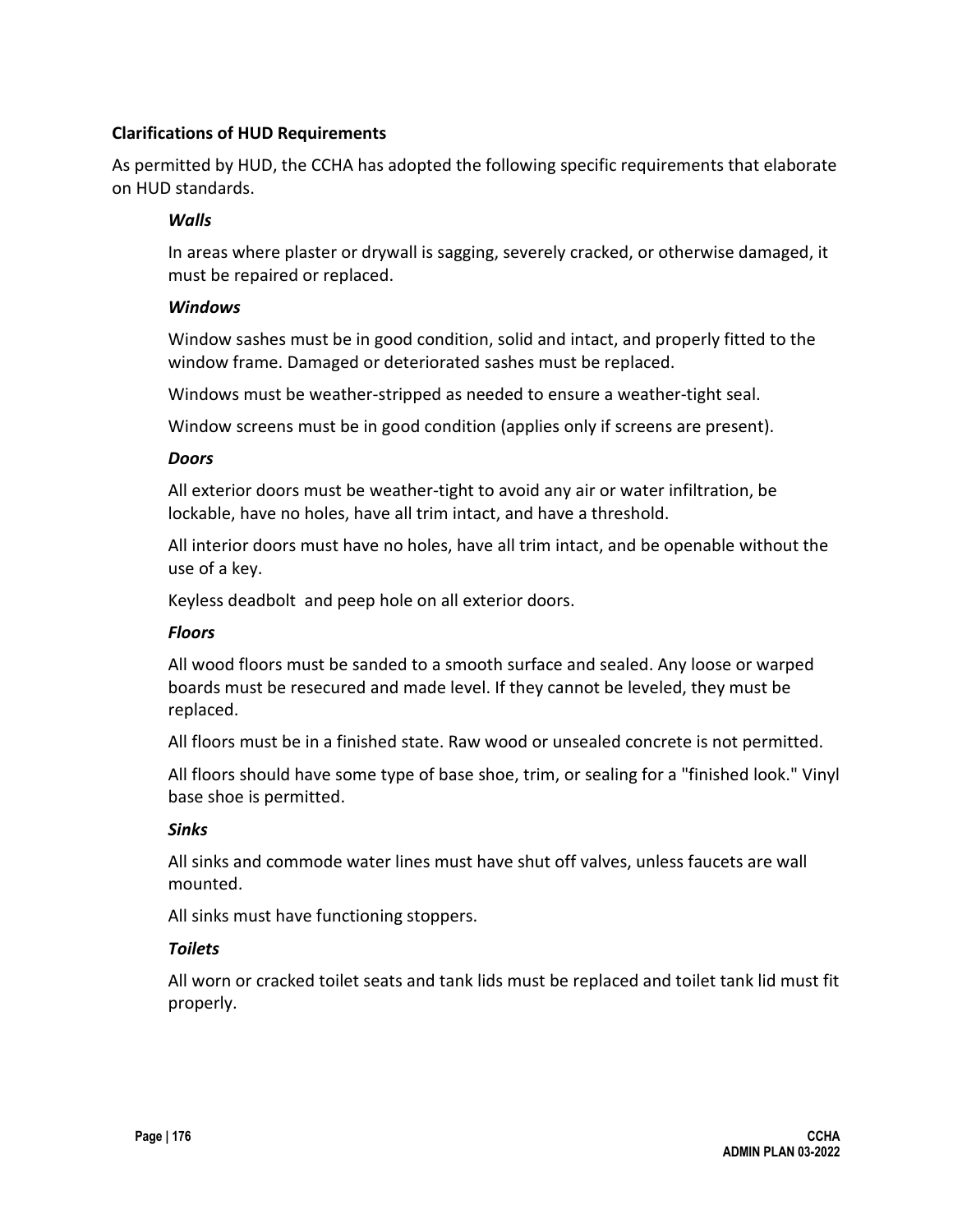### Clarifications of HUD Requirements

As permitted by HUD, the CCHA has adopted the following specific requirements that elaborate on HUD standards.

#### *Walls*

In areas where plaster or drywall is sagging, severely cracked, or otherwise damaged, it must be repaired or replaced.

#### *Windows*

Window sashes must be in good condition, solid and intact, and properly fitted to the window frame. Damaged or deteriorated sashes must be replaced.

Windows must be weather-stripped as needed to ensure a weather-tight seal.

Window screens must be in good condition (applies only if screens are present).

#### *Doors*

All exterior doors must be weather-tight to avoid any air or water infiltration, be lockable, have no holes, have all trim intact, and have a threshold.

All interior doors must have no holes, have all trim intact, and be openable without the use of a key.

Keyless deadbolt and peep hole on all exterior doors.

#### *Floors*

All wood floors must be sanded to a smooth surface and sealed. Any loose or warped boards must be resecured and made level. If they cannot be leveled, they must be replaced.

All floors must be in a finished state. Raw wood or unsealed concrete is not permitted.

All floors should have some type of base shoe, trim, or sealing for a "finished look." Vinyl base shoe is permitted.

#### *Sinks*

All sinks and commode water lines must have shut off valves, unless faucets are wall mounted.

All sinks must have functioning stoppers.

#### *Toilets*

All worn or cracked toilet seats and tank lids must be replaced and toilet tank lid must fit properly.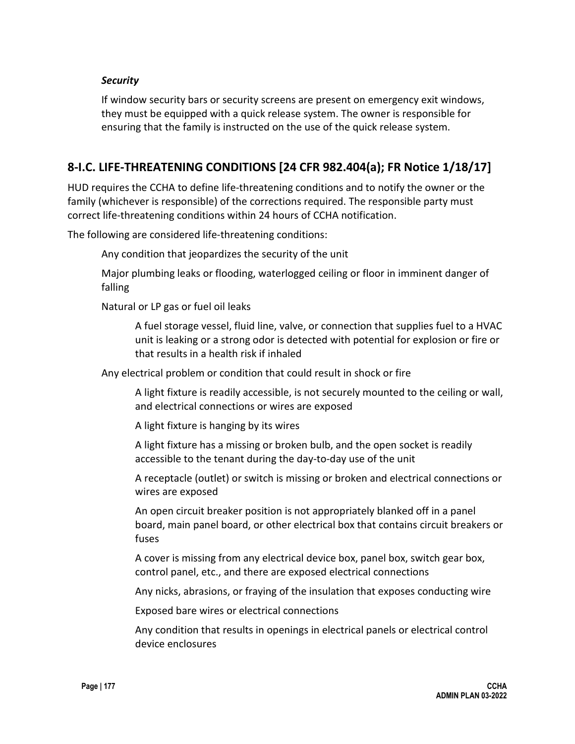***Security***

If window security bars or security screens are present on emergency exit windows, they must be equipped with a quick release system. The owner is responsible for ensuring that the family is instructed on the use of the quick release system.

## 8-I.C. LIFE-THREATENING CONDITIONS [24 CFR 982.404(a); FR Notice 1/18/17]

HUD requires the CCHA to define life-threatening conditions and to notify the owner or the family (whichever is responsible) of the corrections required. The responsible party must correct life-threatening conditions within 24 hours of CCHA notification.

The following are considered life-threatening conditions:

- Any condition that jeopardizes the security of the unit
- Major plumbing leaks or flooding, waterlogged ceiling or floor in imminent danger of falling
- Natural or LP gas or fuel oil leaks
  - A fuel storage vessel, fluid line, valve, or connection that supplies fuel to a HVAC unit is leaking or a strong odor is detected with potential for explosion or fire or that results in a health risk if inhaled
- Any electrical problem or condition that could result in shock or fire
  - A light fixture is readily accessible, is not securely mounted to the ceiling or wall, and electrical connections or wires are exposed
  - A light fixture is hanging by its wires
  - A light fixture has a missing or broken bulb, and the open socket is readily accessible to the tenant during the day-to-day use of the unit
  - A receptacle (outlet) or switch is missing or broken and electrical connections or wires are exposed
  - An open circuit breaker position is not appropriately blanked off in a panel board, main panel board, or other electrical box that contains circuit breakers or fuses
  - A cover is missing from any electrical device box, panel box, switch gear box, control panel, etc., and there are exposed electrical connections
  - Any nicks, abrasions, or fraying of the insulation that exposes conducting wire
  - Exposed bare wires or electrical connections
  - Any condition that results in openings in electrical panels or electrical control device enclosures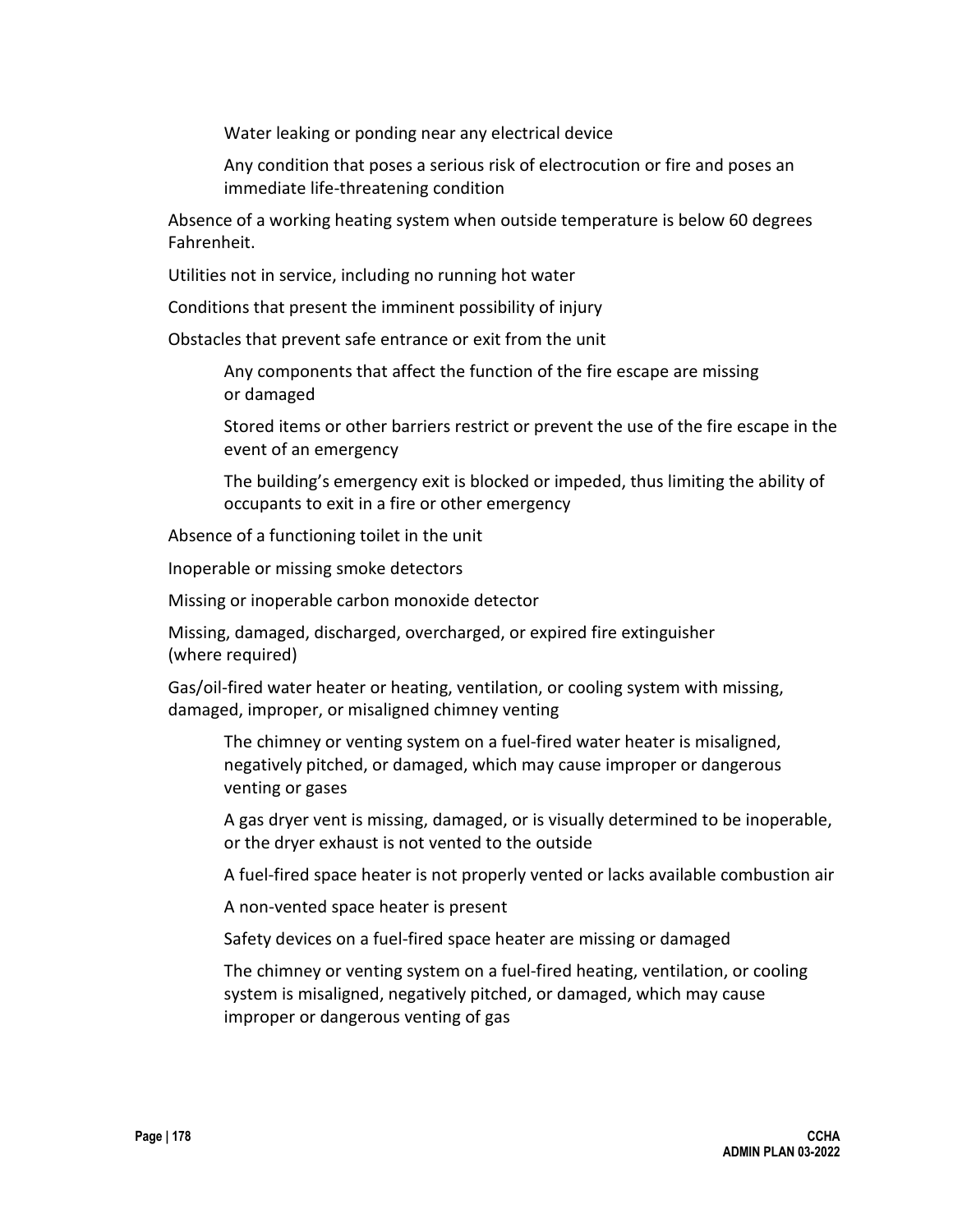- Water leaking or ponding near any electrical device
- Any condition that poses a serious risk of electrocution or fire and poses an immediate life-threatening condition

Absence of a working heating system when outside temperature is below 60 degrees Fahrenheit.

Utilities not in service, including no running hot water

Conditions that present the imminent possibility of injury

Obstacles that prevent safe entrance or exit from the unit

- Any components that affect the function of the fire escape are missing or damaged
- Stored items or other barriers restrict or prevent the use of the fire escape in the event of an emergency
- The building's emergency exit is blocked or impeded, thus limiting the ability of occupants to exit in a fire or other emergency

Absence of a functioning toilet in the unit

Inoperable or missing smoke detectors

Missing or inoperable carbon monoxide detector

Missing, damaged, discharged, overcharged, or expired fire extinguisher (where required)

Gas/oil-fired water heater or heating, ventilation, or cooling system with missing, damaged, improper, or misaligned chimney venting

- The chimney or venting system on a fuel-fired water heater is misaligned, negatively pitched, or damaged, which may cause improper or dangerous venting or gases
- A gas dryer vent is missing, damaged, or is visually determined to be inoperable, or the dryer exhaust is not vented to the outside
- A fuel-fired space heater is not properly vented or lacks available combustion air
- A non-vented space heater is present
- Safety devices on a fuel-fired space heater are missing or damaged
- The chimney or venting system on a fuel-fired heating, ventilation, or cooling system is misaligned, negatively pitched, or damaged, which may cause improper or dangerous venting of gas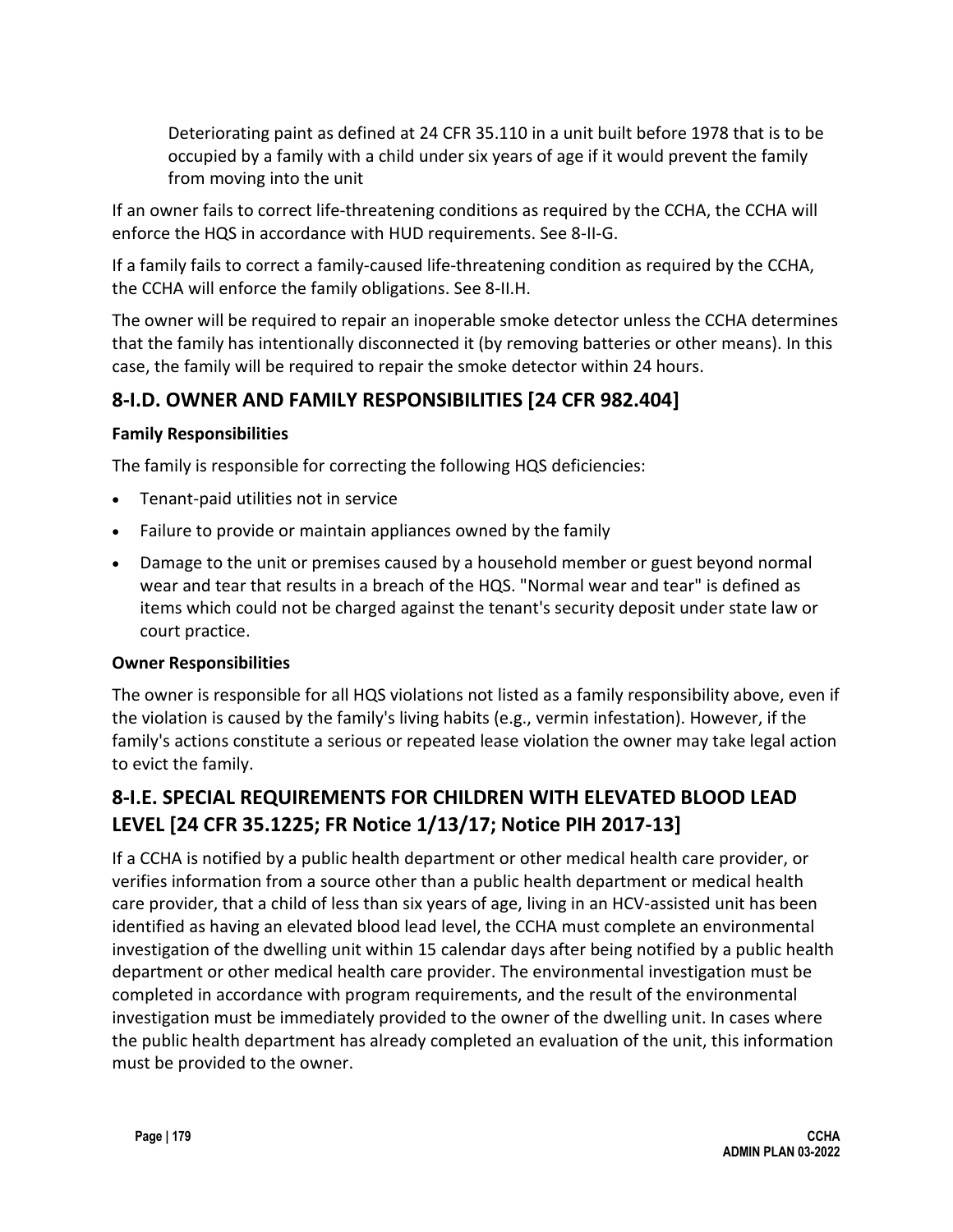Deteriorating paint as defined at 24 CFR 35.110 in a unit built before 1978 that is to be occupied by a family with a child under six years of age if it would prevent the family from moving into the unit

If an owner fails to correct life-threatening conditions as required by the CCHA, the CCHA will enforce the HQS in accordance with HUD requirements. See 8-II-G.

If a family fails to correct a family-caused life-threatening condition as required by the CCHA, the CCHA will enforce the family obligations. See 8-II.H.

The owner will be required to repair an inoperable smoke detector unless the CCHA determines that the family has intentionally disconnected it (by removing batteries or other means). In this case, the family will be required to repair the smoke detector within 24 hours.

## 8-I.D. OWNER AND FAMILY RESPONSIBILITIES [24 CFR 982.404]

**Family Responsibilities**

The family is responsible for correcting the following HQS deficiencies:

- Tenant-paid utilities not in service
- Failure to provide or maintain appliances owned by the family
- Damage to the unit or premises caused by a household member or guest beyond normal wear and tear that results in a breach of the HQS. "Normal wear and tear" is defined as items which could not be charged against the tenant's security deposit under state law or court practice.

**Owner Responsibilities**

The owner is responsible for all HQS violations not listed as a family responsibility above, even if the violation is caused by the family's living habits (e.g., vermin infestation). However, if the family's actions constitute a serious or repeated lease violation the owner may take legal action to evict the family.

## 8-I.E. SPECIAL REQUIREMENTS FOR CHILDREN WITH ELEVATED BLOOD LEAD LEVEL [24 CFR 35.1225; FR Notice 1/13/17; Notice PIH 2017-13]

If a CCHA is notified by a public health department or other medical health care provider, or verifies information from a source other than a public health department or medical health care provider, that a child of less than six years of age, living in an HCV-assisted unit has been identified as having an elevated blood lead level, the CCHA must complete an environmental investigation of the dwelling unit within 15 calendar days after being notified by a public health department or other medical health care provider. The environmental investigation must be completed in accordance with program requirements, and the result of the environmental investigation must be immediately provided to the owner of the dwelling unit. In cases where the public health department has already completed an evaluation of the unit, this information must be provided to the owner.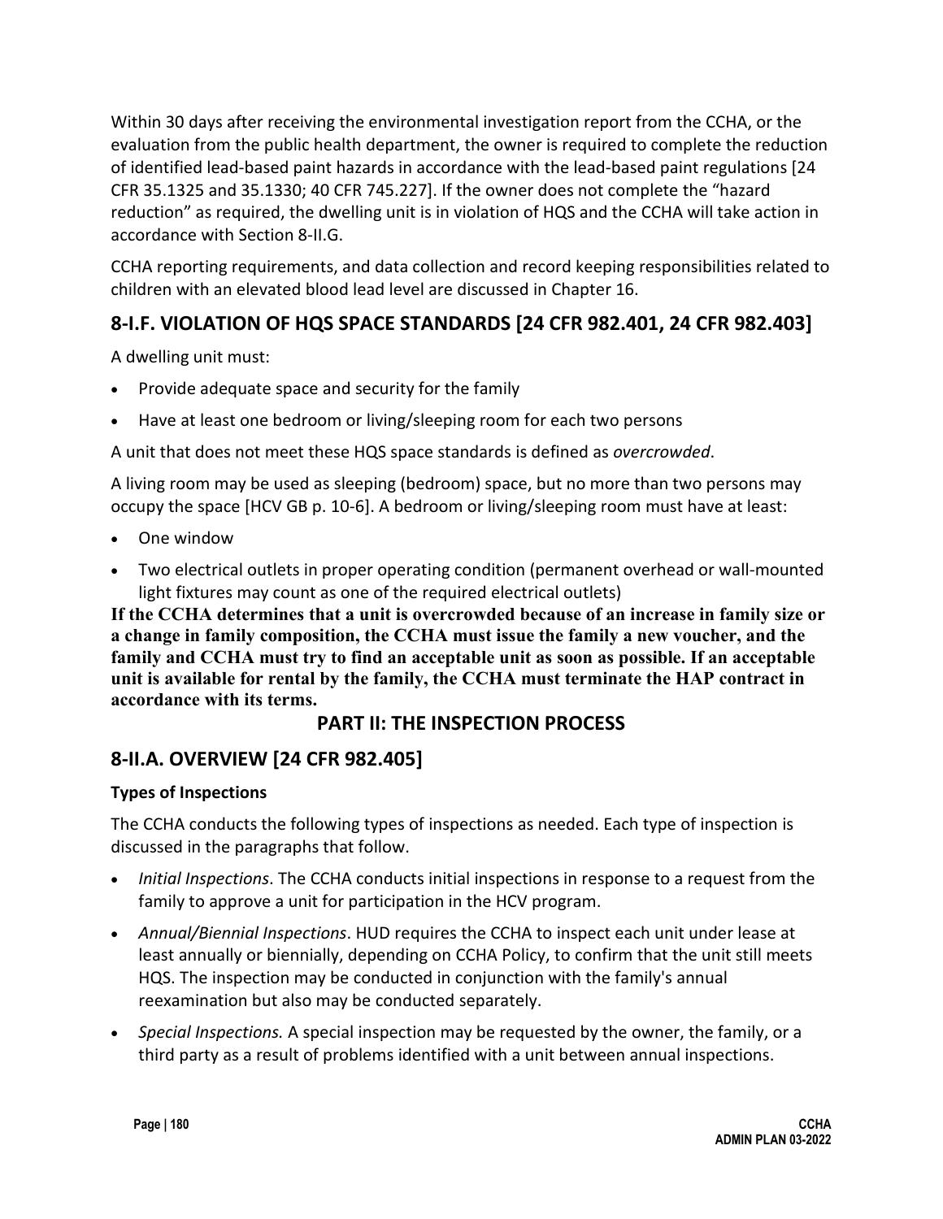Within 30 days after receiving the environmental investigation report from the CCHA, or the evaluation from the public health department, the owner is required to complete the reduction of identified lead-based paint hazards in accordance with the lead-based paint regulations [24 CFR 35.1325 and 35.1330; 40 CFR 745.227]. If the owner does not complete the "hazard reduction" as required, the dwelling unit is in violation of HQS and the CCHA will take action in accordance with Section 8-II.G.

CCHA reporting requirements, and data collection and record keeping responsibilities related to children with an elevated blood lead level are discussed in Chapter 16.

## 8-I.F. VIOLATION OF HQS SPACE STANDARDS [24 CFR 982.401, 24 CFR 982.403]

A dwelling unit must:

- Provide adequate space and security for the family
- Have at least one bedroom or living/sleeping room for each two persons

A unit that does not meet these HQS space standards is defined as *overcrowded*.

A living room may be used as sleeping (bedroom) space, but no more than two persons may occupy the space [HCV GB p. 10-6]. A bedroom or living/sleeping room must have at least:

- One window
- Two electrical outlets in proper operating condition (permanent overhead or wall-mounted light fixtures may count as one of the required electrical outlets)

**If the CCHA determines that a unit is overcrowded because of an increase in family size or a change in family composition, the CCHA must issue the family a new voucher, and the family and CCHA must try to find an acceptable unit as soon as possible. If an acceptable unit is available for rental by the family, the CCHA must terminate the HAP contract in accordance with its terms.**

# PART II: THE INSPECTION PROCESS

## 8-II.A. OVERVIEW [24 CFR 982.405]

### Types of Inspections

The CCHA conducts the following types of inspections as needed. Each type of inspection is discussed in the paragraphs that follow.

- *Initial Inspections*. The CCHA conducts initial inspections in response to a request from the family to approve a unit for participation in the HCV program.
- *Annual/Biennial Inspections*. HUD requires the CCHA to inspect each unit under lease at least annually or biennially, depending on CCHA Policy, to confirm that the unit still meets HQS. The inspection may be conducted in conjunction with the family's annual reexamination but also may be conducted separately.
- *Special Inspections.* A special inspection may be requested by the owner, the family, or a third party as a result of problems identified with a unit between annual inspections.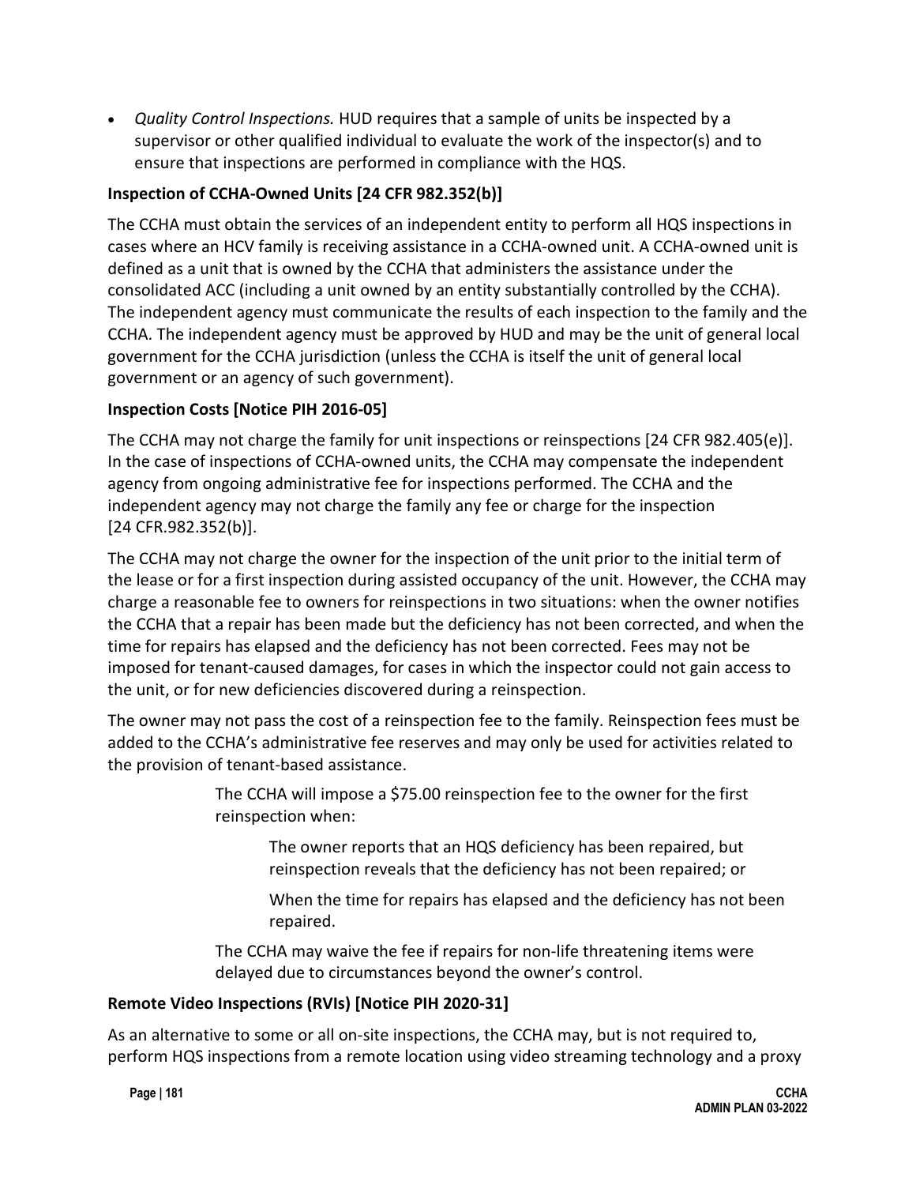- *Quality Control Inspections.* HUD requires that a sample of units be inspected by a supervisor or other qualified individual to evaluate the work of the inspector(s) and to ensure that inspections are performed in compliance with the HQS.

### Inspection of CCHA-Owned Units [24 CFR 982.352(b)]

The CCHA must obtain the services of an independent entity to perform all HQS inspections in cases where an HCV family is receiving assistance in a CCHA-owned unit. A CCHA-owned unit is defined as a unit that is owned by the CCHA that administers the assistance under the consolidated ACC (including a unit owned by an entity substantially controlled by the CCHA). The independent agency must communicate the results of each inspection to the family and the CCHA. The independent agency must be approved by HUD and may be the unit of general local government for the CCHA jurisdiction (unless the CCHA is itself the unit of general local government or an agency of such government).

### Inspection Costs [Notice PIH 2016-05]

The CCHA may not charge the family for unit inspections or reinspections [24 CFR 982.405(e)]. In the case of inspections of CCHA-owned units, the CCHA may compensate the independent agency from ongoing administrative fee for inspections performed. The CCHA and the independent agency may not charge the family any fee or charge for the inspection [24 CFR.982.352(b)].

The CCHA may not charge the owner for the inspection of the unit prior to the initial term of the lease or for a first inspection during assisted occupancy of the unit. However, the CCHA may charge a reasonable fee to owners for reinspections in two situations: when the owner notifies the CCHA that a repair has been made but the deficiency has not been corrected, and when the time for repairs has elapsed and the deficiency has not been corrected. Fees may not be imposed for tenant-caused damages, for cases in which the inspector could not gain access to the unit, or for new deficiencies discovered during a reinspection.

The owner may not pass the cost of a reinspection fee to the family. Reinspection fees must be added to the CCHA's administrative fee reserves and may only be used for activities related to the provision of tenant-based assistance.

> The CCHA will impose a $75.00 reinspection fee to the owner for the first reinspection when:
>
> > The owner reports that an HQS deficiency has been repaired, but reinspection reveals that the deficiency has not been repaired; or
> >
> > When the time for repairs has elapsed and the deficiency has not been repaired.
>
> The CCHA may waive the fee if repairs for non-life threatening items were delayed due to circumstances beyond the owner's control.

### Remote Video Inspections (RVIs) [Notice PIH 2020-31]

As an alternative to some or all on-site inspections, the CCHA may, but is not required to, perform HQS inspections from a remote location using video streaming technology and a proxy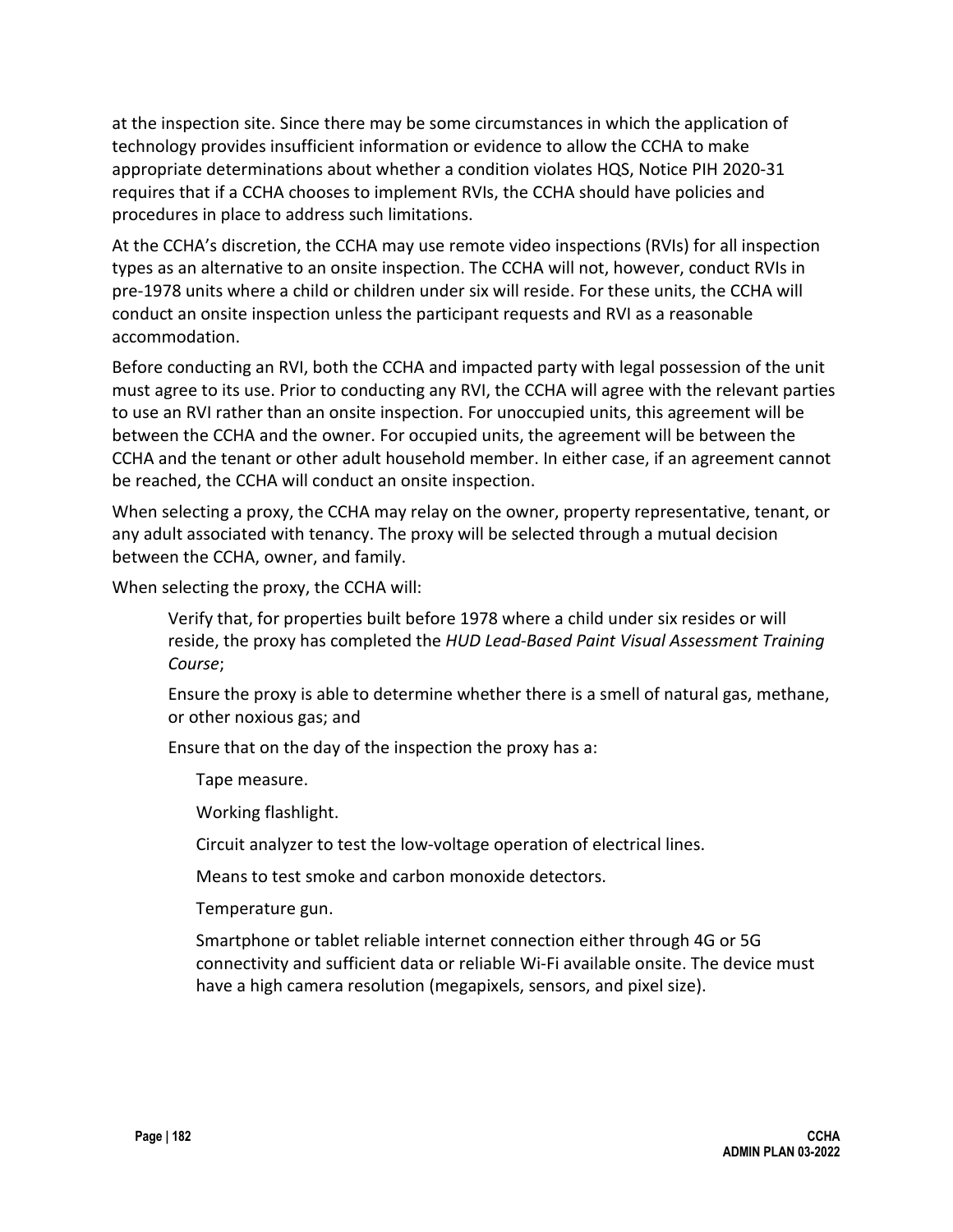at the inspection site. Since there may be some circumstances in which the application of technology provides insufficient information or evidence to allow the CCHA to make appropriate determinations about whether a condition violates HQS, Notice PIH 2020-31 requires that if a CCHA chooses to implement RVIs, the CCHA should have policies and procedures in place to address such limitations.

At the CCHA's discretion, the CCHA may use remote video inspections (RVIs) for all inspection types as an alternative to an onsite inspection. The CCHA will not, however, conduct RVIs in pre-1978 units where a child or children under six will reside. For these units, the CCHA will conduct an onsite inspection unless the participant requests and RVI as a reasonable accommodation.

Before conducting an RVI, both the CCHA and impacted party with legal possession of the unit must agree to its use. Prior to conducting any RVI, the CCHA will agree with the relevant parties to use an RVI rather than an onsite inspection. For unoccupied units, this agreement will be between the CCHA and the owner. For occupied units, the agreement will be between the CCHA and the tenant or other adult household member. In either case, if an agreement cannot be reached, the CCHA will conduct an onsite inspection.

When selecting a proxy, the CCHA may relay on the owner, property representative, tenant, or any adult associated with tenancy. The proxy will be selected through a mutual decision between the CCHA, owner, and family.

When selecting the proxy, the CCHA will:

> Verify that, for properties built before 1978 where a child under six resides or will reside, the proxy has completed the *HUD Lead-Based Paint Visual Assessment Training Course*;
>
> Ensure the proxy is able to determine whether there is a smell of natural gas, methane, or other noxious gas; and
>
> Ensure that on the day of the inspection the proxy has a:
>
> > Tape measure.
> >
> > Working flashlight.
> >
> > Circuit analyzer to test the low-voltage operation of electrical lines.
> >
> > Means to test smoke and carbon monoxide detectors.
> >
> > Temperature gun.
> >
> > Smartphone or tablet reliable internet connection either through 4G or 5G connectivity and sufficient data or reliable Wi-Fi available onsite. The device must have a high camera resolution (megapixels, sensors, and pixel size).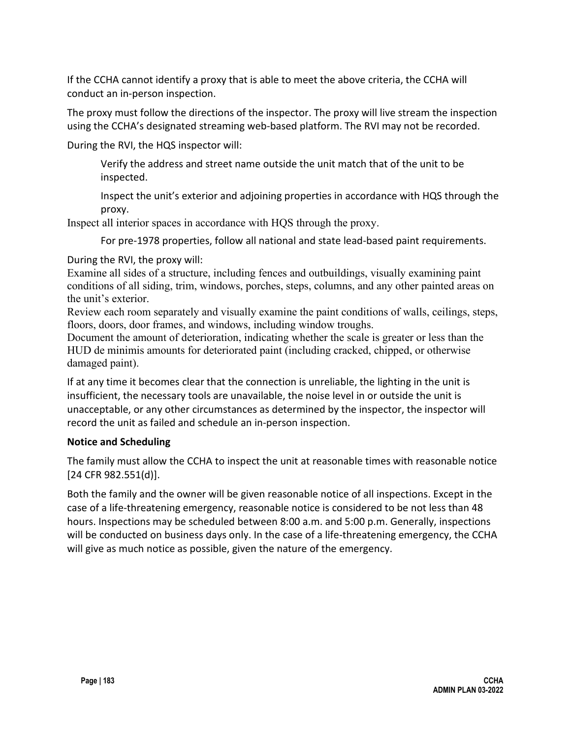If the CCHA cannot identify a proxy that is able to meet the above criteria, the CCHA will conduct an in-person inspection.

The proxy must follow the directions of the inspector. The proxy will live stream the inspection using the CCHA's designated streaming web-based platform. The RVI may not be recorded.

During the RVI, the HQS inspector will:

- Verify the address and street name outside the unit match that of the unit to be inspected.
- Inspect the unit's exterior and adjoining properties in accordance with HQS through the proxy.
- Inspect all interior spaces in accordance with HQS through the proxy.
- For pre-1978 properties, follow all national and state lead-based paint requirements.

During the RVI, the proxy will:

- Examine all sides of a structure, including fences and outbuildings, visually examining paint conditions of all siding, trim, windows, porches, steps, columns, and any other painted areas on the unit's exterior.
- Review each room separately and visually examine the paint conditions of walls, ceilings, steps, floors, doors, door frames, and windows, including window troughs.
- Document the amount of deterioration, indicating whether the scale is greater or less than the HUD de minimis amounts for deteriorated paint (including cracked, chipped, or otherwise damaged paint).

If at any time it becomes clear that the connection is unreliable, the lighting in the unit is insufficient, the necessary tools are unavailable, the noise level in or outside the unit is unacceptable, or any other circumstances as determined by the inspector, the inspector will record the unit as failed and schedule an in-person inspection.

**Notice and Scheduling**

The family must allow the CCHA to inspect the unit at reasonable times with reasonable notice [24 CFR 982.551(d)].

Both the family and the owner will be given reasonable notice of all inspections. Except in the case of a life-threatening emergency, reasonable notice is considered to be not less than 48 hours. Inspections may be scheduled between 8:00 a.m. and 5:00 p.m. Generally, inspections will be conducted on business days only. In the case of a life-threatening emergency, the CCHA will give as much notice as possible, given the nature of the emergency.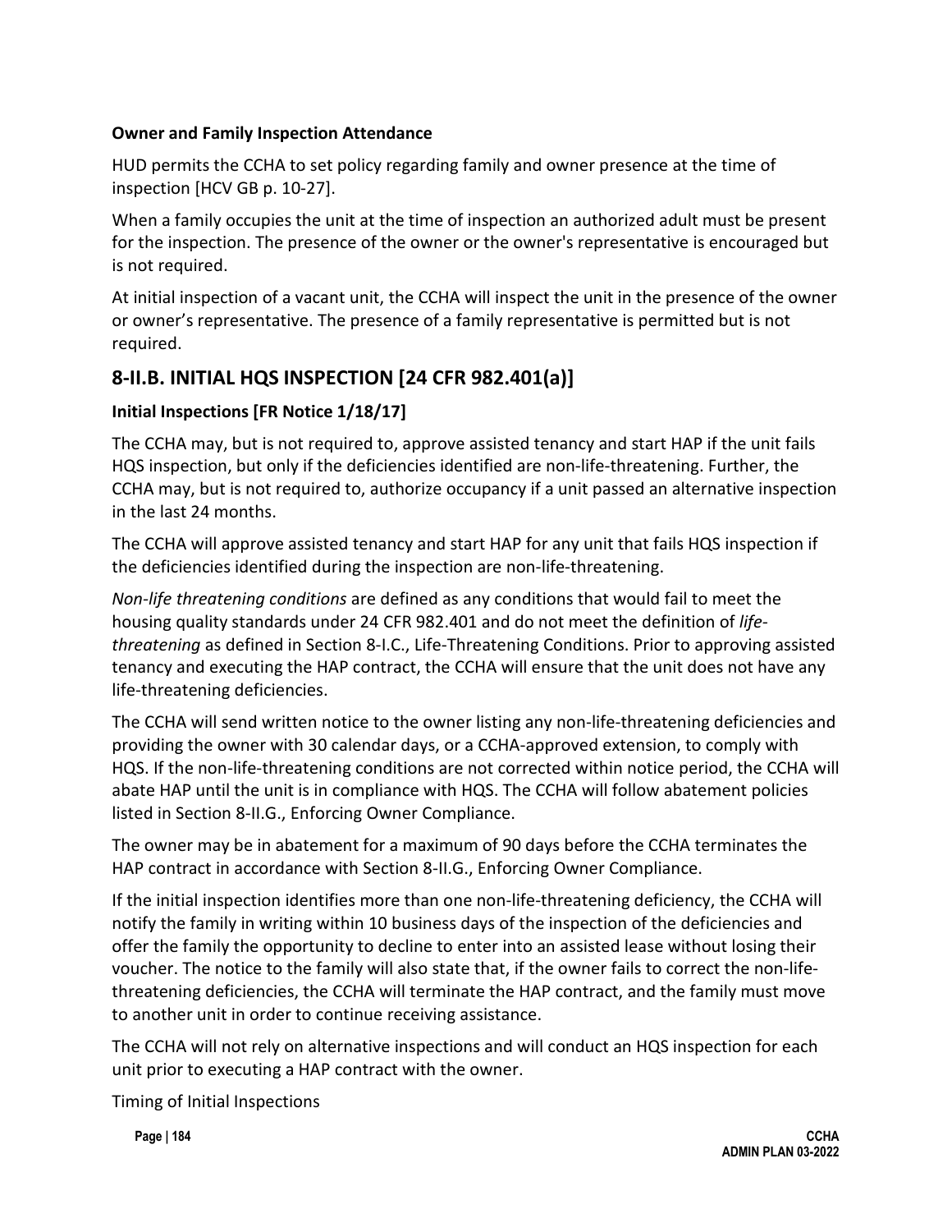**Owner and Family Inspection Attendance**

HUD permits the CCHA to set policy regarding family and owner presence at the time of inspection [HCV GB p. 10-27].

When a family occupies the unit at the time of inspection an authorized adult must be present for the inspection. The presence of the owner or the owner's representative is encouraged but is not required.

At initial inspection of a vacant unit, the CCHA will inspect the unit in the presence of the owner or owner's representative. The presence of a family representative is permitted but is not required.

## 8-II.B. INITIAL HQS INSPECTION [24 CFR 982.401(a)]

### Initial Inspections [FR Notice 1/18/17]

The CCHA may, but is not required to, approve assisted tenancy and start HAP if the unit fails HQS inspection, but only if the deficiencies identified are non-life-threatening. Further, the CCHA may, but is not required to, authorize occupancy if a unit passed an alternative inspection in the last 24 months.

The CCHA will approve assisted tenancy and start HAP for any unit that fails HQS inspection if the deficiencies identified during the inspection are non-life-threatening.

*Non-life threatening conditions* are defined as any conditions that would fail to meet the housing quality standards under 24 CFR 982.401 and do not meet the definition of *life-threatening* as defined in Section 8-I.C., Life-Threatening Conditions. Prior to approving assisted tenancy and executing the HAP contract, the CCHA will ensure that the unit does not have any life-threatening deficiencies.

The CCHA will send written notice to the owner listing any non-life-threatening deficiencies and providing the owner with 30 calendar days, or a CCHA-approved extension, to comply with HQS. If the non-life-threatening conditions are not corrected within notice period, the CCHA will abate HAP until the unit is in compliance with HQS. The CCHA will follow abatement policies listed in Section 8-II.G., Enforcing Owner Compliance.

The owner may be in abatement for a maximum of 90 days before the CCHA terminates the HAP contract in accordance with Section 8-II.G., Enforcing Owner Compliance.

If the initial inspection identifies more than one non-life-threatening deficiency, the CCHA will notify the family in writing within 10 business days of the inspection of the deficiencies and offer the family the opportunity to decline to enter into an assisted lease without losing their voucher. The notice to the family will also state that, if the owner fails to correct the non-life-threatening deficiencies, the CCHA will terminate the HAP contract, and the family must move to another unit in order to continue receiving assistance.

The CCHA will not rely on alternative inspections and will conduct an HQS inspection for each unit prior to executing a HAP contract with the owner.

Timing of Initial Inspections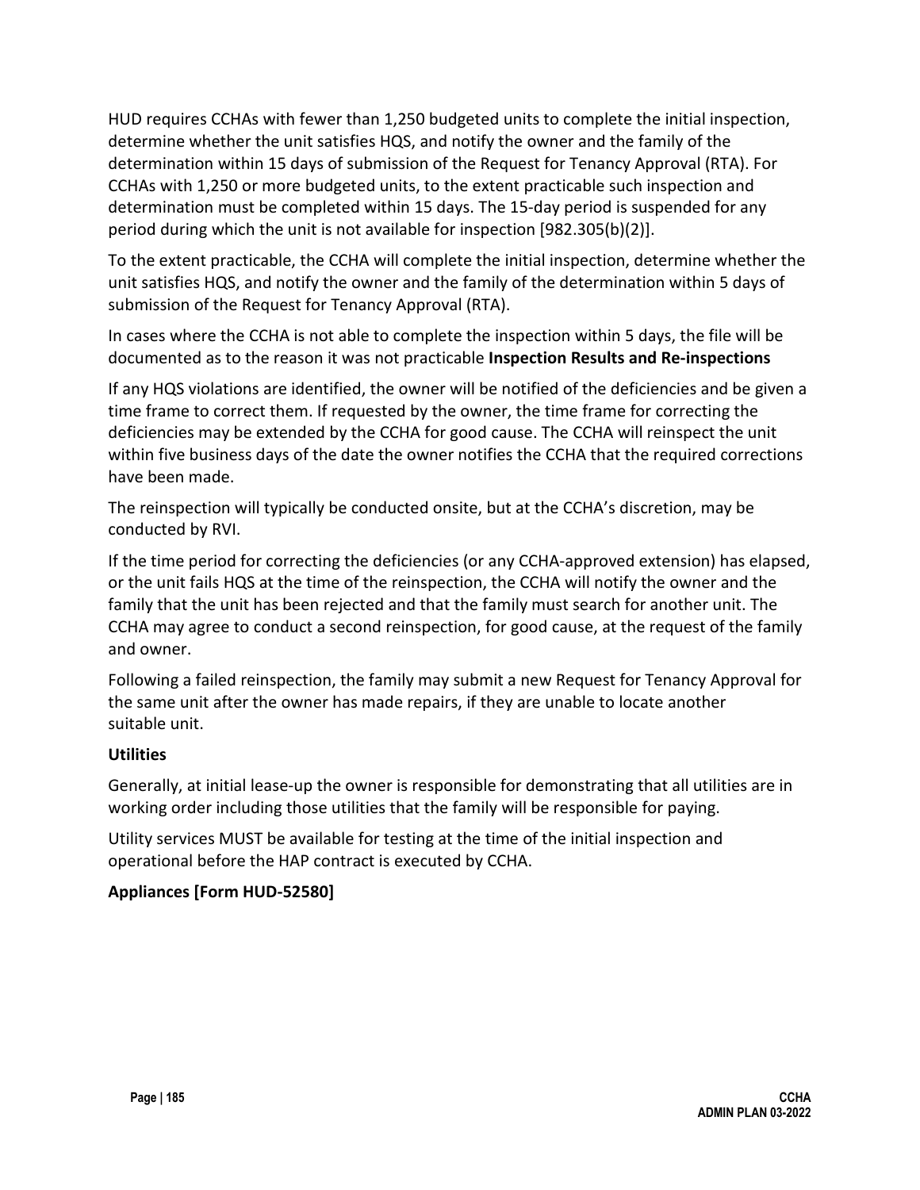HUD requires CCHAs with fewer than 1,250 budgeted units to complete the initial inspection, determine whether the unit satisfies HQS, and notify the owner and the family of the determination within 15 days of submission of the Request for Tenancy Approval (RTA). For CCHAs with 1,250 or more budgeted units, to the extent practicable such inspection and determination must be completed within 15 days. The 15-day period is suspended for any period during which the unit is not available for inspection [982.305(b)(2)].

To the extent practicable, the CCHA will complete the initial inspection, determine whether the unit satisfies HQS, and notify the owner and the family of the determination within 5 days of submission of the Request for Tenancy Approval (RTA).

In cases where the CCHA is not able to complete the inspection within 5 days, the file will be documented as to the reason it was not practicable **Inspection Results and Re-inspections**

If any HQS violations are identified, the owner will be notified of the deficiencies and be given a time frame to correct them. If requested by the owner, the time frame for correcting the deficiencies may be extended by the CCHA for good cause. The CCHA will reinspect the unit within five business days of the date the owner notifies the CCHA that the required corrections have been made.

The reinspection will typically be conducted onsite, but at the CCHA's discretion, may be conducted by RVI.

If the time period for correcting the deficiencies (or any CCHA-approved extension) has elapsed, or the unit fails HQS at the time of the reinspection, the CCHA will notify the owner and the family that the unit has been rejected and that the family must search for another unit. The CCHA may agree to conduct a second reinspection, for good cause, at the request of the family and owner.

Following a failed reinspection, the family may submit a new Request for Tenancy Approval for the same unit after the owner has made repairs, if they are unable to locate another suitable unit.

**Utilities**

Generally, at initial lease-up the owner is responsible for demonstrating that all utilities are in working order including those utilities that the family will be responsible for paying.

Utility services MUST be available for testing at the time of the initial inspection and operational before the HAP contract is executed by CCHA.

**Appliances [Form HUD-52580]**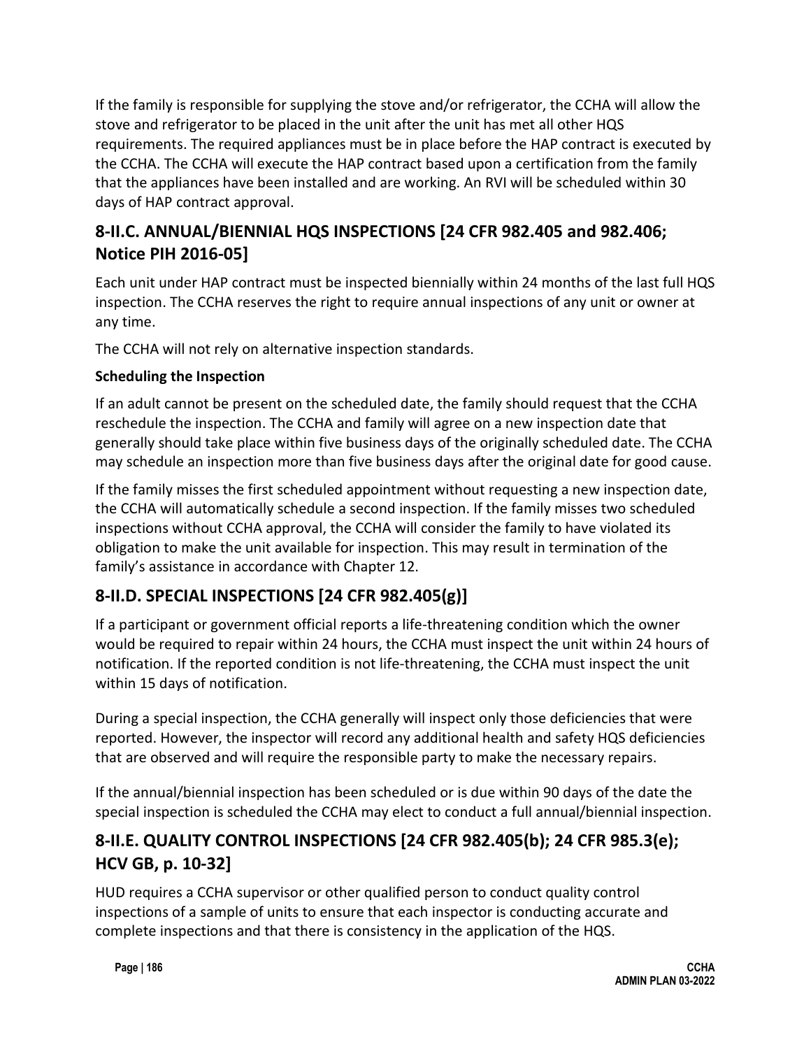If the family is responsible for supplying the stove and/or refrigerator, the CCHA will allow the stove and refrigerator to be placed in the unit after the unit has met all other HQS requirements. The required appliances must be in place before the HAP contract is executed by the CCHA. The CCHA will execute the HAP contract based upon a certification from the family that the appliances have been installed and are working. An RVI will be scheduled within 30 days of HAP contract approval.

## 8-II.C. ANNUAL/BIENNIAL HQS INSPECTIONS [24 CFR 982.405 and 982.406; Notice PIH 2016-05]

Each unit under HAP contract must be inspected biennially within 24 months of the last full HQS inspection. The CCHA reserves the right to require annual inspections of any unit or owner at any time.

The CCHA will not rely on alternative inspection standards.

**Scheduling the Inspection**

If an adult cannot be present on the scheduled date, the family should request that the CCHA reschedule the inspection. The CCHA and family will agree on a new inspection date that generally should take place within five business days of the originally scheduled date. The CCHA may schedule an inspection more than five business days after the original date for good cause.

If the family misses the first scheduled appointment without requesting a new inspection date, the CCHA will automatically schedule a second inspection. If the family misses two scheduled inspections without CCHA approval, the CCHA will consider the family to have violated its obligation to make the unit available for inspection. This may result in termination of the family's assistance in accordance with Chapter 12.

## 8-II.D. SPECIAL INSPECTIONS [24 CFR 982.405(g)]

If a participant or government official reports a life-threatening condition which the owner would be required to repair within 24 hours, the CCHA must inspect the unit within 24 hours of notification. If the reported condition is not life-threatening, the CCHA must inspect the unit within 15 days of notification.

During a special inspection, the CCHA generally will inspect only those deficiencies that were reported. However, the inspector will record any additional health and safety HQS deficiencies that are observed and will require the responsible party to make the necessary repairs.

If the annual/biennial inspection has been scheduled or is due within 90 days of the date the special inspection is scheduled the CCHA may elect to conduct a full annual/biennial inspection.

## 8-II.E. QUALITY CONTROL INSPECTIONS [24 CFR 982.405(b); 24 CFR 985.3(e); HCV GB, p. 10-32]

HUD requires a CCHA supervisor or other qualified person to conduct quality control inspections of a sample of units to ensure that each inspector is conducting accurate and complete inspections and that there is consistency in the application of the HQS.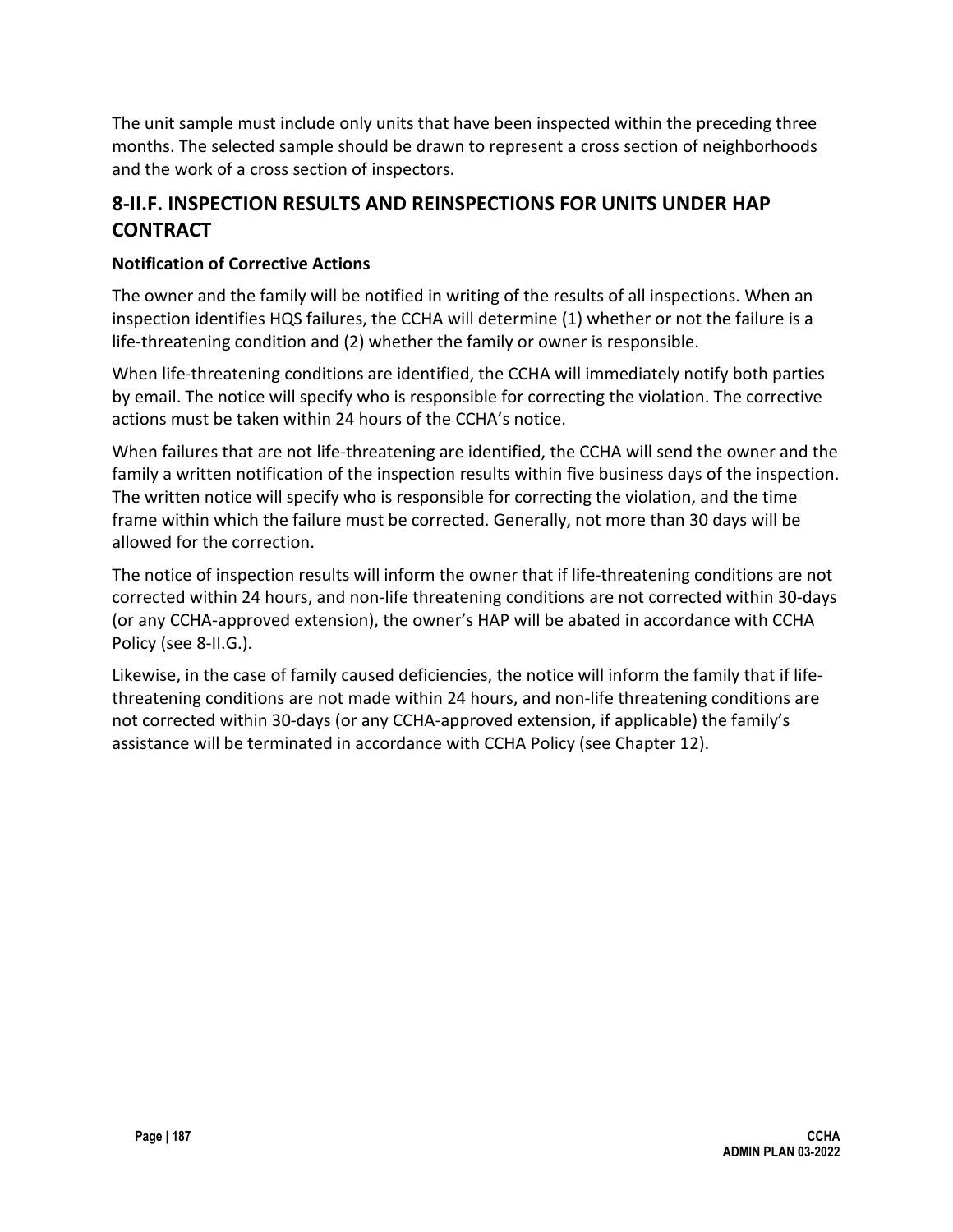The unit sample must include only units that have been inspected within the preceding three months. The selected sample should be drawn to represent a cross section of neighborhoods and the work of a cross section of inspectors.

## 8-II.F. INSPECTION RESULTS AND REINSPECTIONS FOR UNITS UNDER HAP CONTRACT

**Notification of Corrective Actions**

The owner and the family will be notified in writing of the results of all inspections. When an inspection identifies HQS failures, the CCHA will determine (1) whether or not the failure is a life-threatening condition and (2) whether the family or owner is responsible.

When life-threatening conditions are identified, the CCHA will immediately notify both parties by email. The notice will specify who is responsible for correcting the violation. The corrective actions must be taken within 24 hours of the CCHA's notice.

When failures that are not life-threatening are identified, the CCHA will send the owner and the family a written notification of the inspection results within five business days of the inspection. The written notice will specify who is responsible for correcting the violation, and the time frame within which the failure must be corrected. Generally, not more than 30 days will be allowed for the correction.

The notice of inspection results will inform the owner that if life-threatening conditions are not corrected within 24 hours, and non-life threatening conditions are not corrected within 30-days (or any CCHA-approved extension), the owner's HAP will be abated in accordance with CCHA Policy (see 8-II.G.).

Likewise, in the case of family caused deficiencies, the notice will inform the family that if life-threatening conditions are not made within 24 hours, and non-life threatening conditions are not corrected within 30-days (or any CCHA-approved extension, if applicable) the family's assistance will be terminated in accordance with CCHA Policy (see Chapter 12).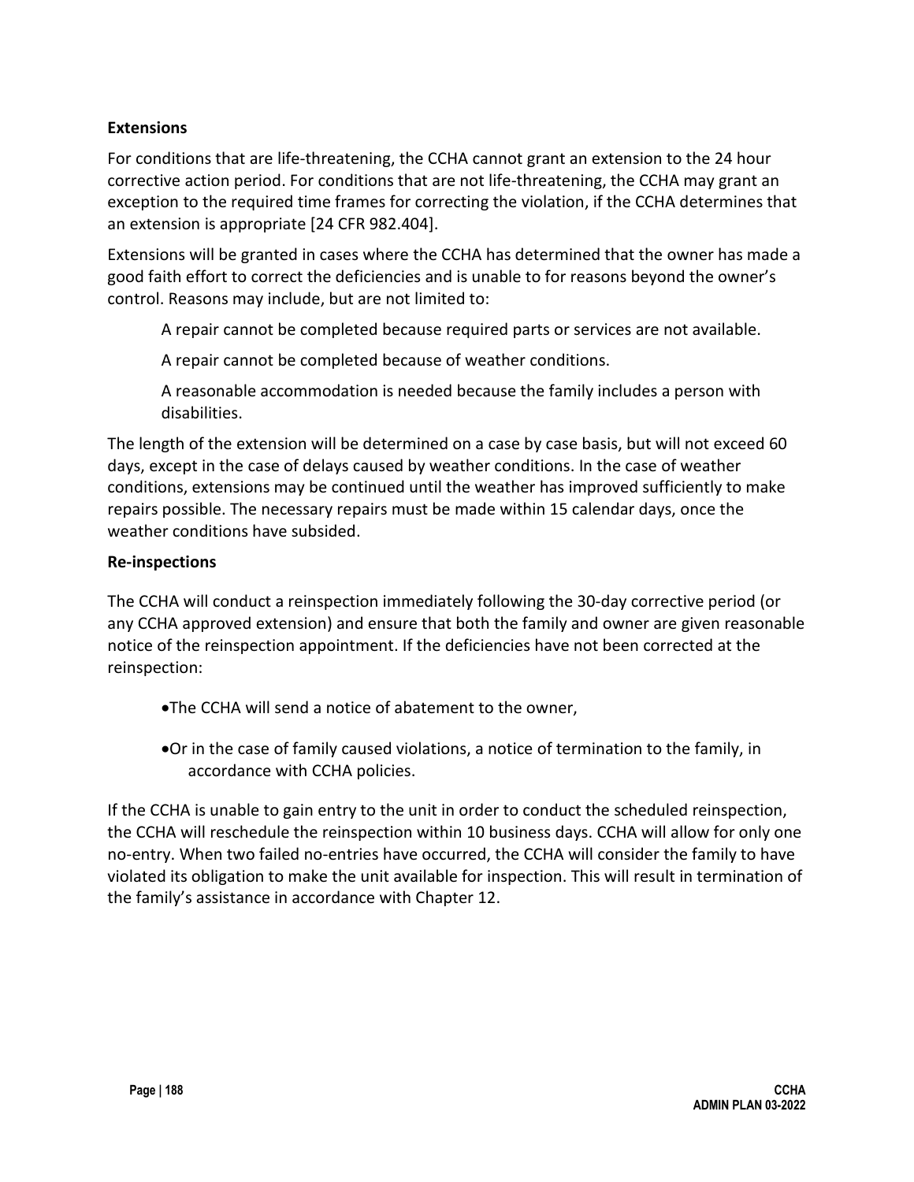**Extensions**

For conditions that are life-threatening, the CCHA cannot grant an extension to the 24 hour corrective action period. For conditions that are not life-threatening, the CCHA may grant an exception to the required time frames for correcting the violation, if the CCHA determines that an extension is appropriate [24 CFR 982.404].

Extensions will be granted in cases where the CCHA has determined that the owner has made a good faith effort to correct the deficiencies and is unable to for reasons beyond the owner's control. Reasons may include, but are not limited to:

> A repair cannot be completed because required parts or services are not available.
>
> A repair cannot be completed because of weather conditions.
>
> A reasonable accommodation is needed because the family includes a person with disabilities.

The length of the extension will be determined on a case by case basis, but will not exceed 60 days, except in the case of delays caused by weather conditions. In the case of weather conditions, extensions may be continued until the weather has improved sufficiently to make repairs possible. The necessary repairs must be made within 15 calendar days, once the weather conditions have subsided.

**Re-inspections**

The CCHA will conduct a reinspection immediately following the 30-day corrective period (or any CCHA approved extension) and ensure that both the family and owner are given reasonable notice of the reinspection appointment. If the deficiencies have not been corrected at the reinspection:

- The CCHA will send a notice of abatement to the owner,
- Or in the case of family caused violations, a notice of termination to the family, in accordance with CCHA policies.

If the CCHA is unable to gain entry to the unit in order to conduct the scheduled reinspection, the CCHA will reschedule the reinspection within 10 business days. CCHA will allow for only one no-entry. When two failed no-entries have occurred, the CCHA will consider the family to have violated its obligation to make the unit available for inspection. This will result in termination of the family's assistance in accordance with Chapter 12.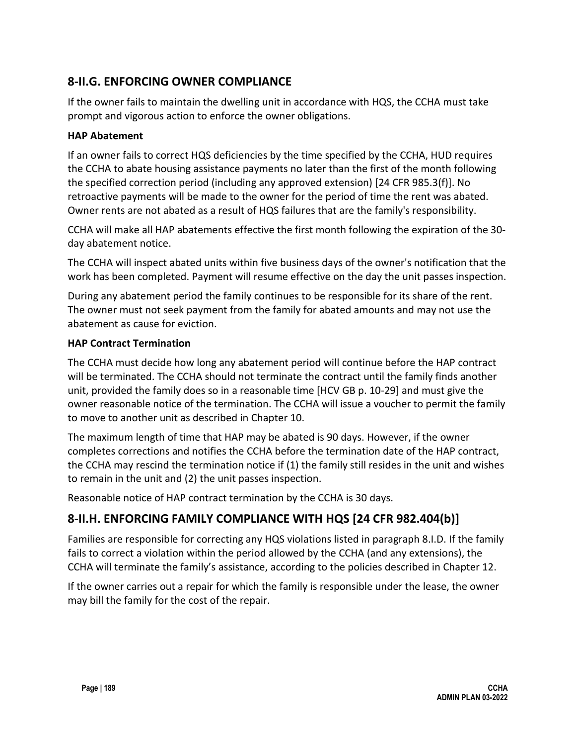## 8-II.G. ENFORCING OWNER COMPLIANCE

If the owner fails to maintain the dwelling unit in accordance with HQS, the CCHA must take prompt and vigorous action to enforce the owner obligations.

### HAP Abatement

If an owner fails to correct HQS deficiencies by the time specified by the CCHA, HUD requires the CCHA to abate housing assistance payments no later than the first of the month following the specified correction period (including any approved extension) [24 CFR 985.3(f)]. No retroactive payments will be made to the owner for the period of time the rent was abated. Owner rents are not abated as a result of HQS failures that are the family's responsibility.

CCHA will make all HAP abatements effective the first month following the expiration of the 30-day abatement notice.

The CCHA will inspect abated units within five business days of the owner's notification that the work has been completed. Payment will resume effective on the day the unit passes inspection.

During any abatement period the family continues to be responsible for its share of the rent. The owner must not seek payment from the family for abated amounts and may not use the abatement as cause for eviction.

### HAP Contract Termination

The CCHA must decide how long any abatement period will continue before the HAP contract will be terminated. The CCHA should not terminate the contract until the family finds another unit, provided the family does so in a reasonable time [HCV GB p. 10-29] and must give the owner reasonable notice of the termination. The CCHA will issue a voucher to permit the family to move to another unit as described in Chapter 10.

The maximum length of time that HAP may be abated is 90 days. However, if the owner completes corrections and notifies the CCHA before the termination date of the HAP contract, the CCHA may rescind the termination notice if (1) the family still resides in the unit and wishes to remain in the unit and (2) the unit passes inspection.

Reasonable notice of HAP contract termination by the CCHA is 30 days.

## 8-II.H. ENFORCING FAMILY COMPLIANCE WITH HQS [24 CFR 982.404(b)]

Families are responsible for correcting any HQS violations listed in paragraph 8.I.D. If the family fails to correct a violation within the period allowed by the CCHA (and any extensions), the CCHA will terminate the family's assistance, according to the policies described in Chapter 12.

If the owner carries out a repair for which the family is responsible under the lease, the owner may bill the family for the cost of the repair.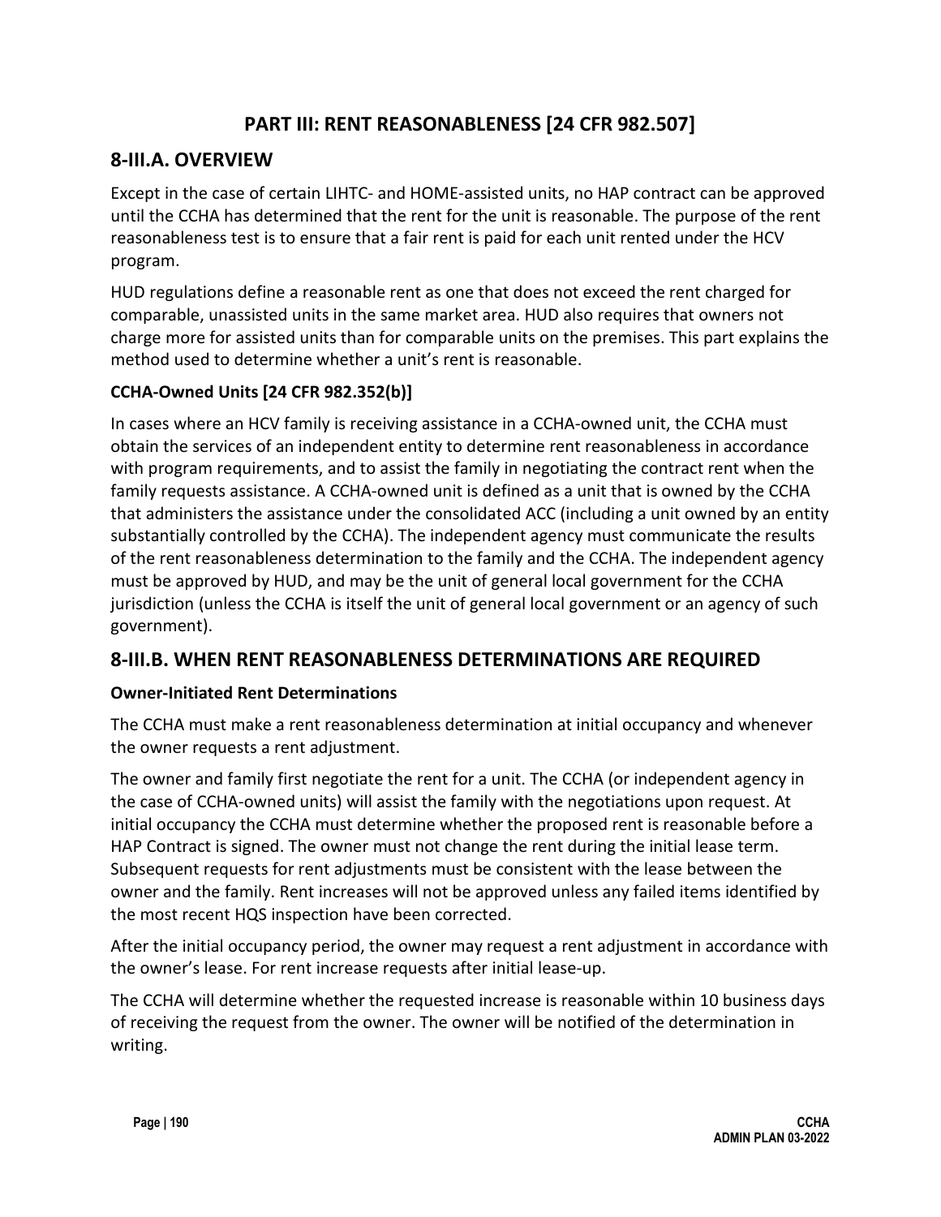# PART III: RENT REASONABLENESS [24 CFR 982.507]

## 8-III.A. OVERVIEW

Except in the case of certain LIHTC- and HOME-assisted units, no HAP contract can be approved until the CCHA has determined that the rent for the unit is reasonable. The purpose of the rent reasonableness test is to ensure that a fair rent is paid for each unit rented under the HCV program.

HUD regulations define a reasonable rent as one that does not exceed the rent charged for comparable, unassisted units in the same market area. HUD also requires that owners not charge more for assisted units than for comparable units on the premises. This part explains the method used to determine whether a unit's rent is reasonable.

### CCHA-Owned Units [24 CFR 982.352(b)]

In cases where an HCV family is receiving assistance in a CCHA-owned unit, the CCHA must obtain the services of an independent entity to determine rent reasonableness in accordance with program requirements, and to assist the family in negotiating the contract rent when the family requests assistance. A CCHA-owned unit is defined as a unit that is owned by the CCHA that administers the assistance under the consolidated ACC (including a unit owned by an entity substantially controlled by the CCHA). The independent agency must communicate the results of the rent reasonableness determination to the family and the CCHA. The independent agency must be approved by HUD, and may be the unit of general local government for the CCHA jurisdiction (unless the CCHA is itself the unit of general local government or an agency of such government).

## 8-III.B. WHEN RENT REASONABLENESS DETERMINATIONS ARE REQUIRED

### Owner-Initiated Rent Determinations

The CCHA must make a rent reasonableness determination at initial occupancy and whenever the owner requests a rent adjustment.

The owner and family first negotiate the rent for a unit. The CCHA (or independent agency in the case of CCHA-owned units) will assist the family with the negotiations upon request. At initial occupancy the CCHA must determine whether the proposed rent is reasonable before a HAP Contract is signed. The owner must not change the rent during the initial lease term. Subsequent requests for rent adjustments must be consistent with the lease between the owner and the family. Rent increases will not be approved unless any failed items identified by the most recent HQS inspection have been corrected.

After the initial occupancy period, the owner may request a rent adjustment in accordance with the owner's lease. For rent increase requests after initial lease-up.

The CCHA will determine whether the requested increase is reasonable within 10 business days of receiving the request from the owner. The owner will be notified of the determination in writing.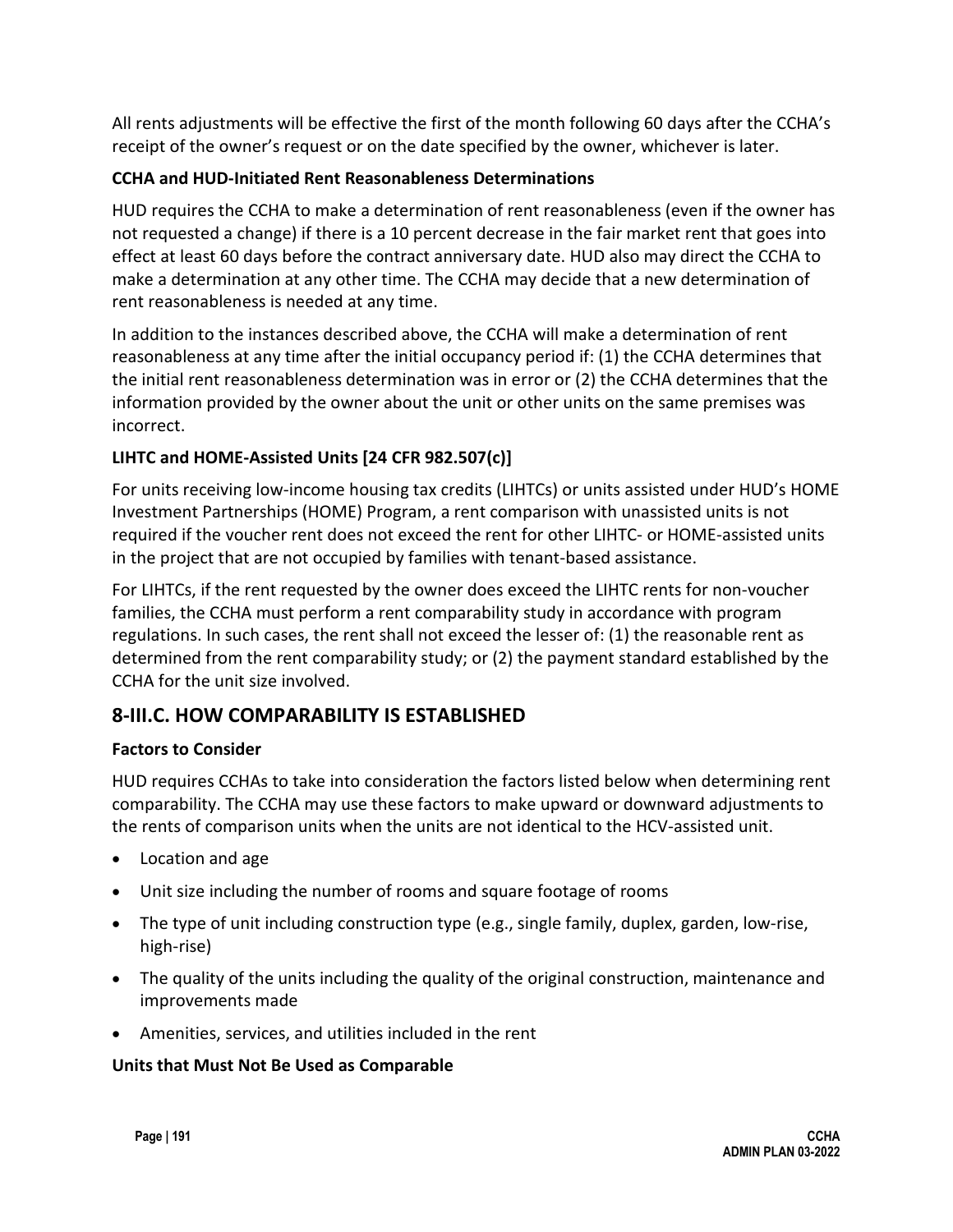All rents adjustments will be effective the first of the month following 60 days after the CCHA's receipt of the owner's request or on the date specified by the owner, whichever is later.

**CCHA and HUD-Initiated Rent Reasonableness Determinations**

HUD requires the CCHA to make a determination of rent reasonableness (even if the owner has not requested a change) if there is a 10 percent decrease in the fair market rent that goes into effect at least 60 days before the contract anniversary date. HUD also may direct the CCHA to make a determination at any other time. The CCHA may decide that a new determination of rent reasonableness is needed at any time.

In addition to the instances described above, the CCHA will make a determination of rent reasonableness at any time after the initial occupancy period if: (1) the CCHA determines that the initial rent reasonableness determination was in error or (2) the CCHA determines that the information provided by the owner about the unit or other units on the same premises was incorrect.

**LIHTC and HOME-Assisted Units [24 CFR 982.507(c)]**

For units receiving low-income housing tax credits (LIHTCs) or units assisted under HUD's HOME Investment Partnerships (HOME) Program, a rent comparison with unassisted units is not required if the voucher rent does not exceed the rent for other LIHTC- or HOME-assisted units in the project that are not occupied by families with tenant-based assistance.

For LIHTCs, if the rent requested by the owner does exceed the LIHTC rents for non-voucher families, the CCHA must perform a rent comparability study in accordance with program regulations. In such cases, the rent shall not exceed the lesser of: (1) the reasonable rent as determined from the rent comparability study; or (2) the payment standard established by the CCHA for the unit size involved.

## 8-III.C. HOW COMPARABILITY IS ESTABLISHED

**Factors to Consider**

HUD requires CCHAs to take into consideration the factors listed below when determining rent comparability. The CCHA may use these factors to make upward or downward adjustments to the rents of comparison units when the units are not identical to the HCV-assisted unit.

- Location and age
- Unit size including the number of rooms and square footage of rooms
- The type of unit including construction type (e.g., single family, duplex, garden, low-rise, high-rise)
- The quality of the units including the quality of the original construction, maintenance and improvements made
- Amenities, services, and utilities included in the rent

**Units that Must Not Be Used as Comparable**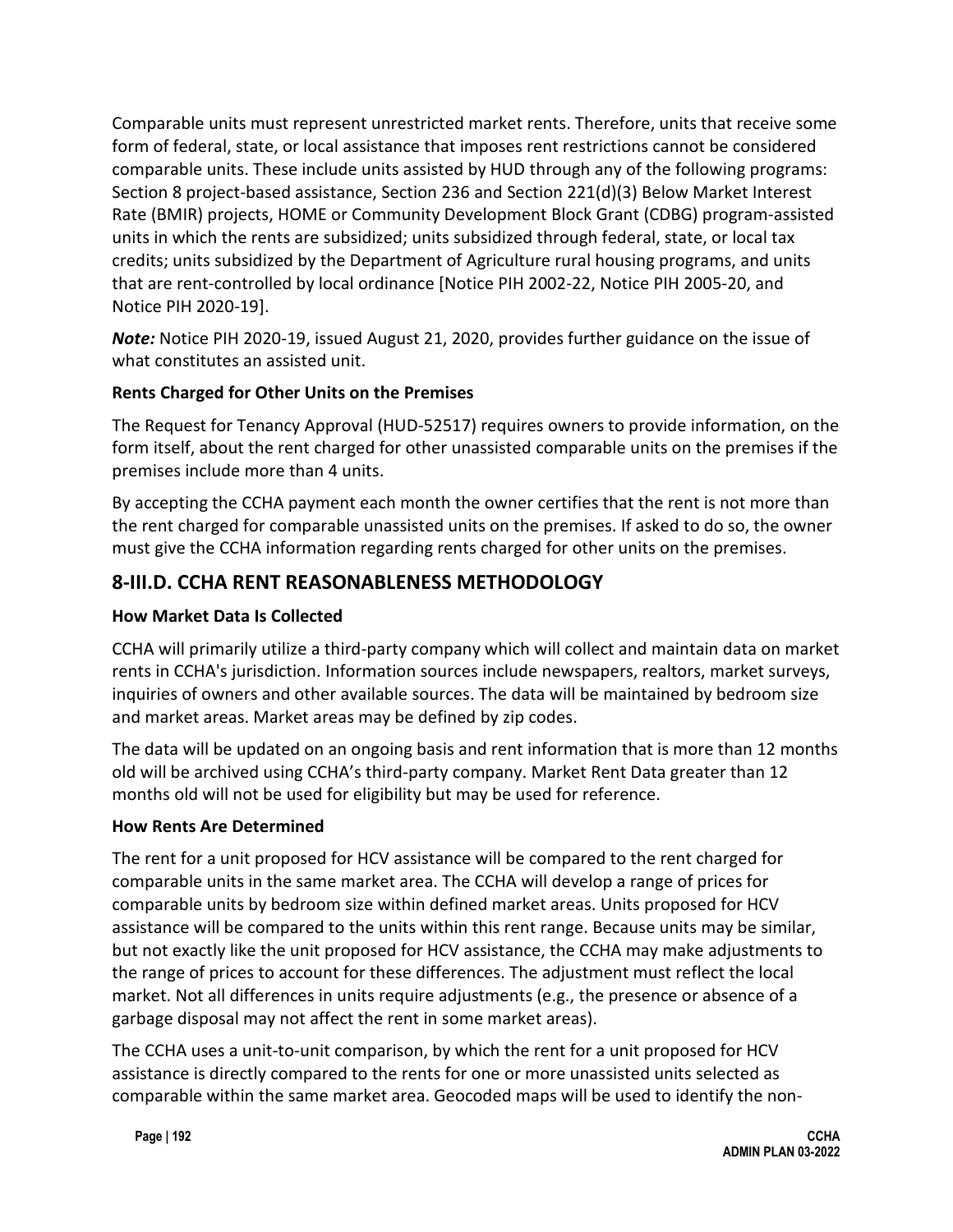Comparable units must represent unrestricted market rents. Therefore, units that receive some form of federal, state, or local assistance that imposes rent restrictions cannot be considered comparable units. These include units assisted by HUD through any of the following programs: Section 8 project-based assistance, Section 236 and Section 221(d)(3) Below Market Interest Rate (BMIR) projects, HOME or Community Development Block Grant (CDBG) program-assisted units in which the rents are subsidized; units subsidized through federal, state, or local tax credits; units subsidized by the Department of Agriculture rural housing programs, and units that are rent-controlled by local ordinance [Notice PIH 2002-22, Notice PIH 2005-20, and Notice PIH 2020-19].

***Note:*** Notice PIH 2020-19, issued August 21, 2020, provides further guidance on the issue of what constitutes an assisted unit.

**Rents Charged for Other Units on the Premises**

The Request for Tenancy Approval (HUD-52517) requires owners to provide information, on the form itself, about the rent charged for other unassisted comparable units on the premises if the premises include more than 4 units.

By accepting the CCHA payment each month the owner certifies that the rent is not more than the rent charged for comparable unassisted units on the premises. If asked to do so, the owner must give the CCHA information regarding rents charged for other units on the premises.

## 8-III.D. CCHA RENT REASONABLENESS METHODOLOGY

**How Market Data Is Collected**

CCHA will primarily utilize a third-party company which will collect and maintain data on market rents in CCHA's jurisdiction. Information sources include newspapers, realtors, market surveys, inquiries of owners and other available sources. The data will be maintained by bedroom size and market areas. Market areas may be defined by zip codes.

The data will be updated on an ongoing basis and rent information that is more than 12 months old will be archived using CCHA's third-party company. Market Rent Data greater than 12 months old will not be used for eligibility but may be used for reference.

**How Rents Are Determined**

The rent for a unit proposed for HCV assistance will be compared to the rent charged for comparable units in the same market area. The CCHA will develop a range of prices for comparable units by bedroom size within defined market areas. Units proposed for HCV assistance will be compared to the units within this rent range. Because units may be similar, but not exactly like the unit proposed for HCV assistance, the CCHA may make adjustments to the range of prices to account for these differences. The adjustment must reflect the local market. Not all differences in units require adjustments (e.g., the presence or absence of a garbage disposal may not affect the rent in some market areas).

The CCHA uses a unit-to-unit comparison, by which the rent for a unit proposed for HCV assistance is directly compared to the rents for one or more unassisted units selected as comparable within the same market area. Geocoded maps will be used to identify the non-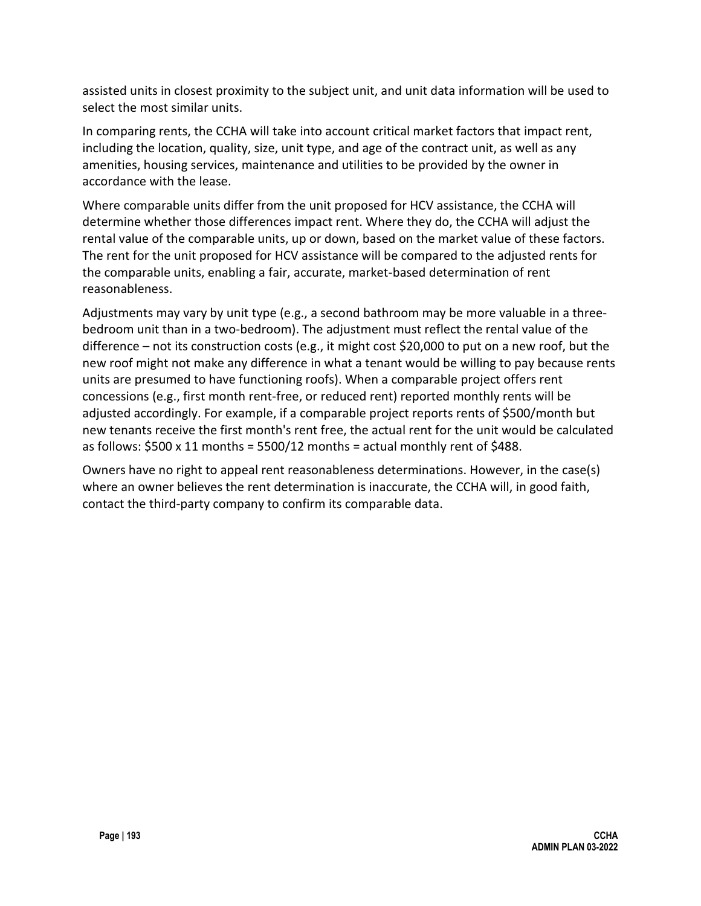assisted units in closest proximity to the subject unit, and unit data information will be used to select the most similar units.

In comparing rents, the CCHA will take into account critical market factors that impact rent, including the location, quality, size, unit type, and age of the contract unit, as well as any amenities, housing services, maintenance and utilities to be provided by the owner in accordance with the lease.

Where comparable units differ from the unit proposed for HCV assistance, the CCHA will determine whether those differences impact rent. Where they do, the CCHA will adjust the rental value of the comparable units, up or down, based on the market value of these factors. The rent for the unit proposed for HCV assistance will be compared to the adjusted rents for the comparable units, enabling a fair, accurate, market-based determination of rent reasonableness.

Adjustments may vary by unit type (e.g., a second bathroom may be more valuable in a three-bedroom unit than in a two-bedroom). The adjustment must reflect the rental value of the difference – not its construction costs (e.g., it might cost $20,000 to put on a new roof, but the new roof might not make any difference in what a tenant would be willing to pay because rents units are presumed to have functioning roofs). When a comparable project offers rent concessions (e.g., first month rent-free, or reduced rent) reported monthly rents will be adjusted accordingly. For example, if a comparable project reports rents of $500/month but new tenants receive the first month's rent free, the actual rent for the unit would be calculated as follows: $500 x 11 months = 5500/12 months = actual monthly rent of $488.

Owners have no right to appeal rent reasonableness determinations. However, in the case(s) where an owner believes the rent determination is inaccurate, the CCHA will, in good faith, contact the third-party company to confirm its comparable data.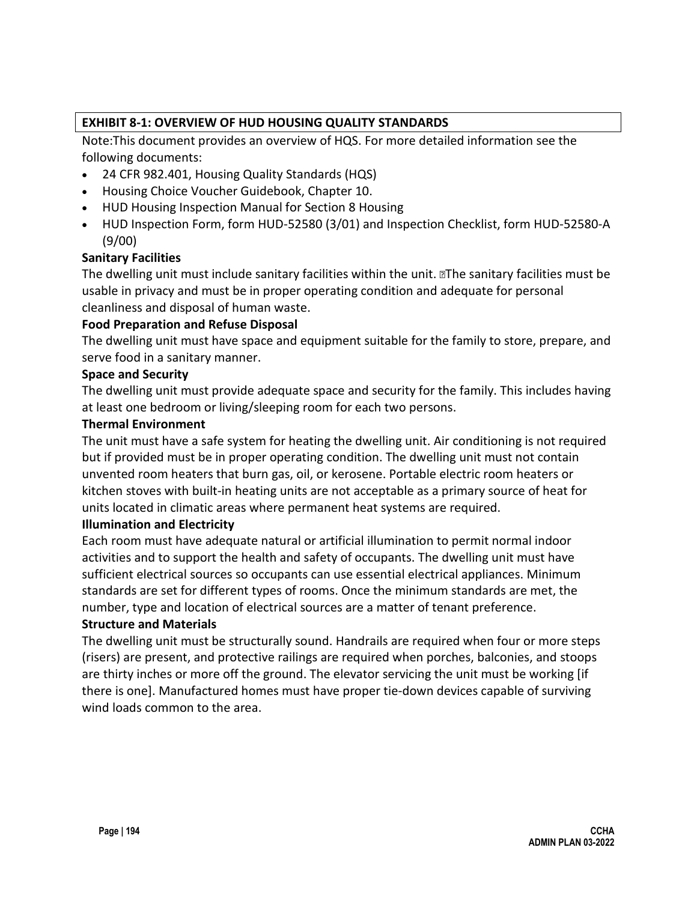## EXHIBIT 8-1: OVERVIEW OF HUD HOUSING QUALITY STANDARDS

Note:This document provides an overview of HQS. For more detailed information see the following documents:

- 24 CFR 982.401, Housing Quality Standards (HQS)
- Housing Choice Voucher Guidebook, Chapter 10.
- HUD Housing Inspection Manual for Section 8 Housing
- HUD Inspection Form, form HUD-52580 (3/01) and Inspection Checklist, form HUD-52580-A (9/00)

**Sanitary Facilities**

The dwelling unit must include sanitary facilities within the unit. The sanitary facilities must be usable in privacy and must be in proper operating condition and adequate for personal cleanliness and disposal of human waste.

**Food Preparation and Refuse Disposal**

The dwelling unit must have space and equipment suitable for the family to store, prepare, and serve food in a sanitary manner.

**Space and Security**

The dwelling unit must provide adequate space and security for the family. This includes having at least one bedroom or living/sleeping room for each two persons.

**Thermal Environment**

The unit must have a safe system for heating the dwelling unit. Air conditioning is not required but if provided must be in proper operating condition. The dwelling unit must not contain unvented room heaters that burn gas, oil, or kerosene. Portable electric room heaters or kitchen stoves with built-in heating units are not acceptable as a primary source of heat for units located in climatic areas where permanent heat systems are required.

**Illumination and Electricity**

Each room must have adequate natural or artificial illumination to permit normal indoor activities and to support the health and safety of occupants. The dwelling unit must have sufficient electrical sources so occupants can use essential electrical appliances. Minimum standards are set for different types of rooms. Once the minimum standards are met, the number, type and location of electrical sources are a matter of tenant preference.

**Structure and Materials**

The dwelling unit must be structurally sound. Handrails are required when four or more steps (risers) are present, and protective railings are required when porches, balconies, and stoops are thirty inches or more off the ground. The elevator servicing the unit must be working [if there is one]. Manufactured homes must have proper tie-down devices capable of surviving wind loads common to the area.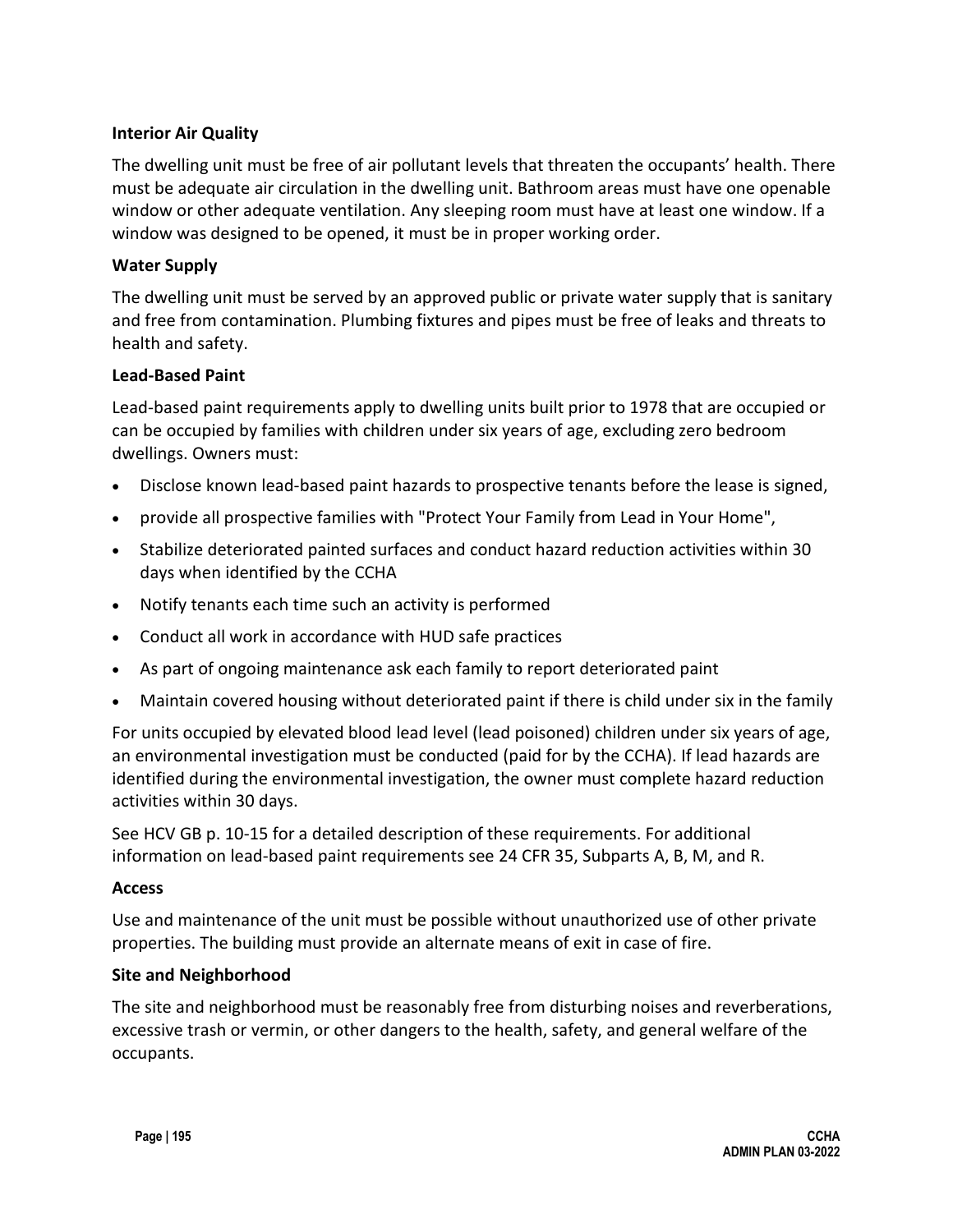**Interior Air Quality**

The dwelling unit must be free of air pollutant levels that threaten the occupants' health. There must be adequate air circulation in the dwelling unit. Bathroom areas must have one openable window or other adequate ventilation. Any sleeping room must have at least one window. If a window was designed to be opened, it must be in proper working order.

**Water Supply**

The dwelling unit must be served by an approved public or private water supply that is sanitary and free from contamination. Plumbing fixtures and pipes must be free of leaks and threats to health and safety.

**Lead-Based Paint**

Lead-based paint requirements apply to dwelling units built prior to 1978 that are occupied or can be occupied by families with children under six years of age, excluding zero bedroom dwellings. Owners must:

- Disclose known lead-based paint hazards to prospective tenants before the lease is signed,
- provide all prospective families with "Protect Your Family from Lead in Your Home",
- Stabilize deteriorated painted surfaces and conduct hazard reduction activities within 30 days when identified by the CCHA
- Notify tenants each time such an activity is performed
- Conduct all work in accordance with HUD safe practices
- As part of ongoing maintenance ask each family to report deteriorated paint
- Maintain covered housing without deteriorated paint if there is child under six in the family

For units occupied by elevated blood lead level (lead poisoned) children under six years of age, an environmental investigation must be conducted (paid for by the CCHA). If lead hazards are identified during the environmental investigation, the owner must complete hazard reduction activities within 30 days.

See HCV GB p. 10-15 for a detailed description of these requirements. For additional information on lead-based paint requirements see 24 CFR 35, Subparts A, B, M, and R.

**Access**

Use and maintenance of the unit must be possible without unauthorized use of other private properties. The building must provide an alternate means of exit in case of fire.

**Site and Neighborhood**

The site and neighborhood must be reasonably free from disturbing noises and reverberations, excessive trash or vermin, or other dangers to the health, safety, and general welfare of the occupants.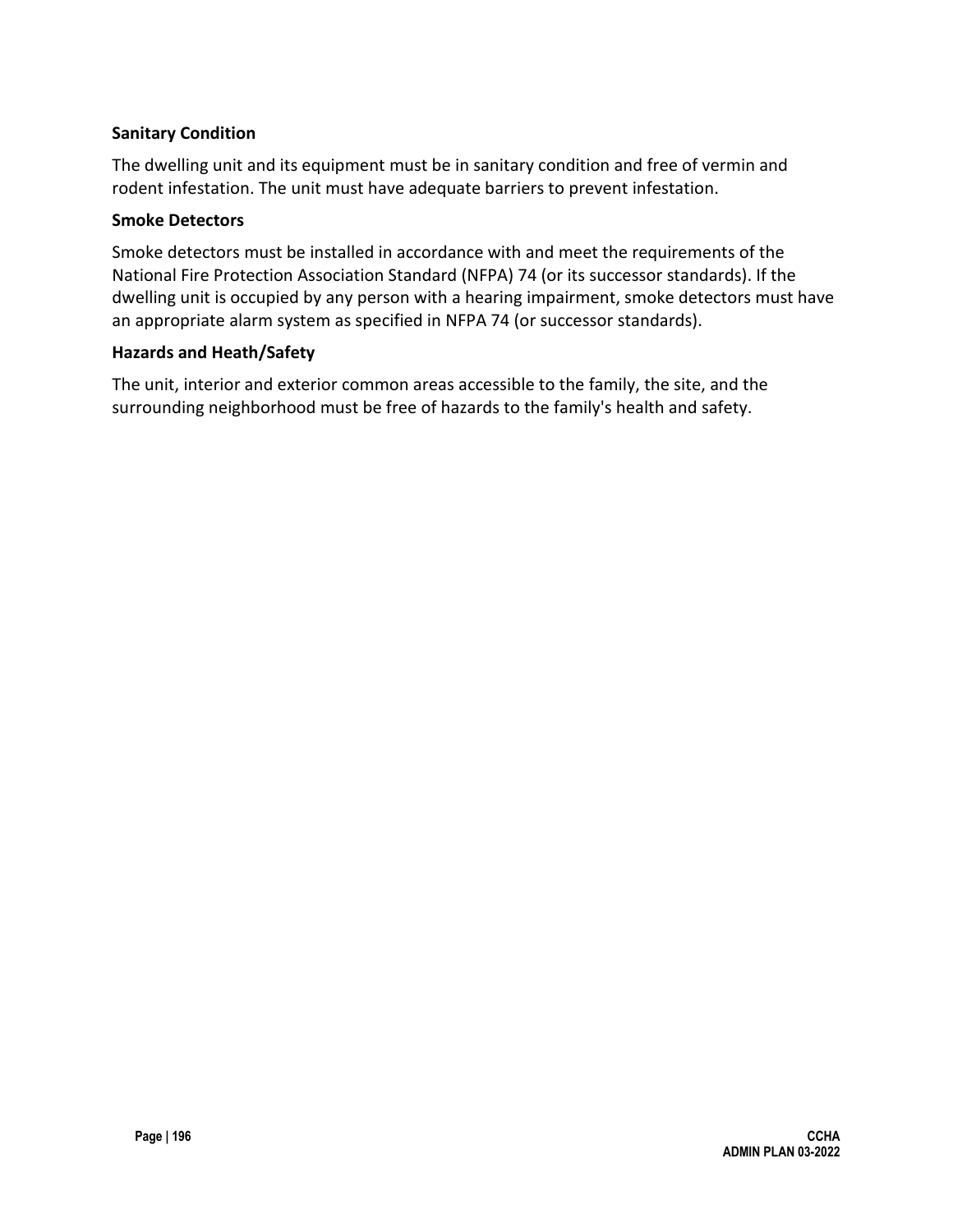**Sanitary Condition**

The dwelling unit and its equipment must be in sanitary condition and free of vermin and rodent infestation. The unit must have adequate barriers to prevent infestation.

**Smoke Detectors**

Smoke detectors must be installed in accordance with and meet the requirements of the National Fire Protection Association Standard (NFPA) 74 (or its successor standards). If the dwelling unit is occupied by any person with a hearing impairment, smoke detectors must have an appropriate alarm system as specified in NFPA 74 (or successor standards).

**Hazards and Heath/Safety**

The unit, interior and exterior common areas accessible to the family, the site, and the surrounding neighborhood must be free of hazards to the family's health and safety.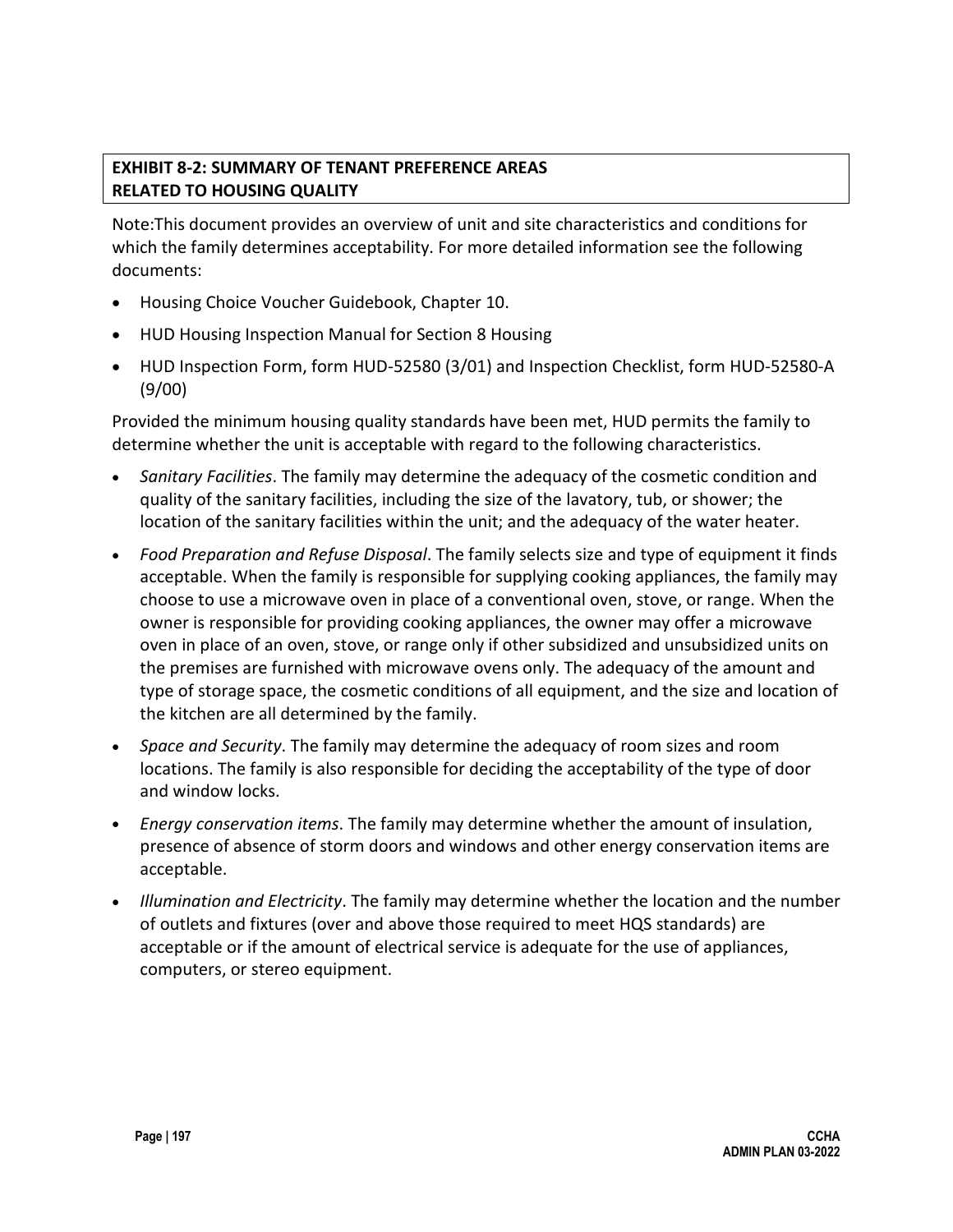## EXHIBIT 8-2: SUMMARY OF TENANT PREFERENCE AREAS RELATED TO HOUSING QUALITY

Note:This document provides an overview of unit and site characteristics and conditions for which the family determines acceptability. For more detailed information see the following documents:

- Housing Choice Voucher Guidebook, Chapter 10.
- HUD Housing Inspection Manual for Section 8 Housing
- HUD Inspection Form, form HUD-52580 (3/01) and Inspection Checklist, form HUD-52580-A (9/00)

Provided the minimum housing quality standards have been met, HUD permits the family to determine whether the unit is acceptable with regard to the following characteristics.

- *Sanitary Facilities*. The family may determine the adequacy of the cosmetic condition and quality of the sanitary facilities, including the size of the lavatory, tub, or shower; the location of the sanitary facilities within the unit; and the adequacy of the water heater.
- *Food Preparation and Refuse Disposal*. The family selects size and type of equipment it finds acceptable. When the family is responsible for supplying cooking appliances, the family may choose to use a microwave oven in place of a conventional oven, stove, or range. When the owner is responsible for providing cooking appliances, the owner may offer a microwave oven in place of an oven, stove, or range only if other subsidized and unsubsidized units on the premises are furnished with microwave ovens only. The adequacy of the amount and type of storage space, the cosmetic conditions of all equipment, and the size and location of the kitchen are all determined by the family.
- *Space and Security*. The family may determine the adequacy of room sizes and room locations. The family is also responsible for deciding the acceptability of the type of door and window locks.
- *Energy conservation items*. The family may determine whether the amount of insulation, presence of absence of storm doors and windows and other energy conservation items are acceptable.
- *Illumination and Electricity*. The family may determine whether the location and the number of outlets and fixtures (over and above those required to meet HQS standards) are acceptable or if the amount of electrical service is adequate for the use of appliances, computers, or stereo equipment.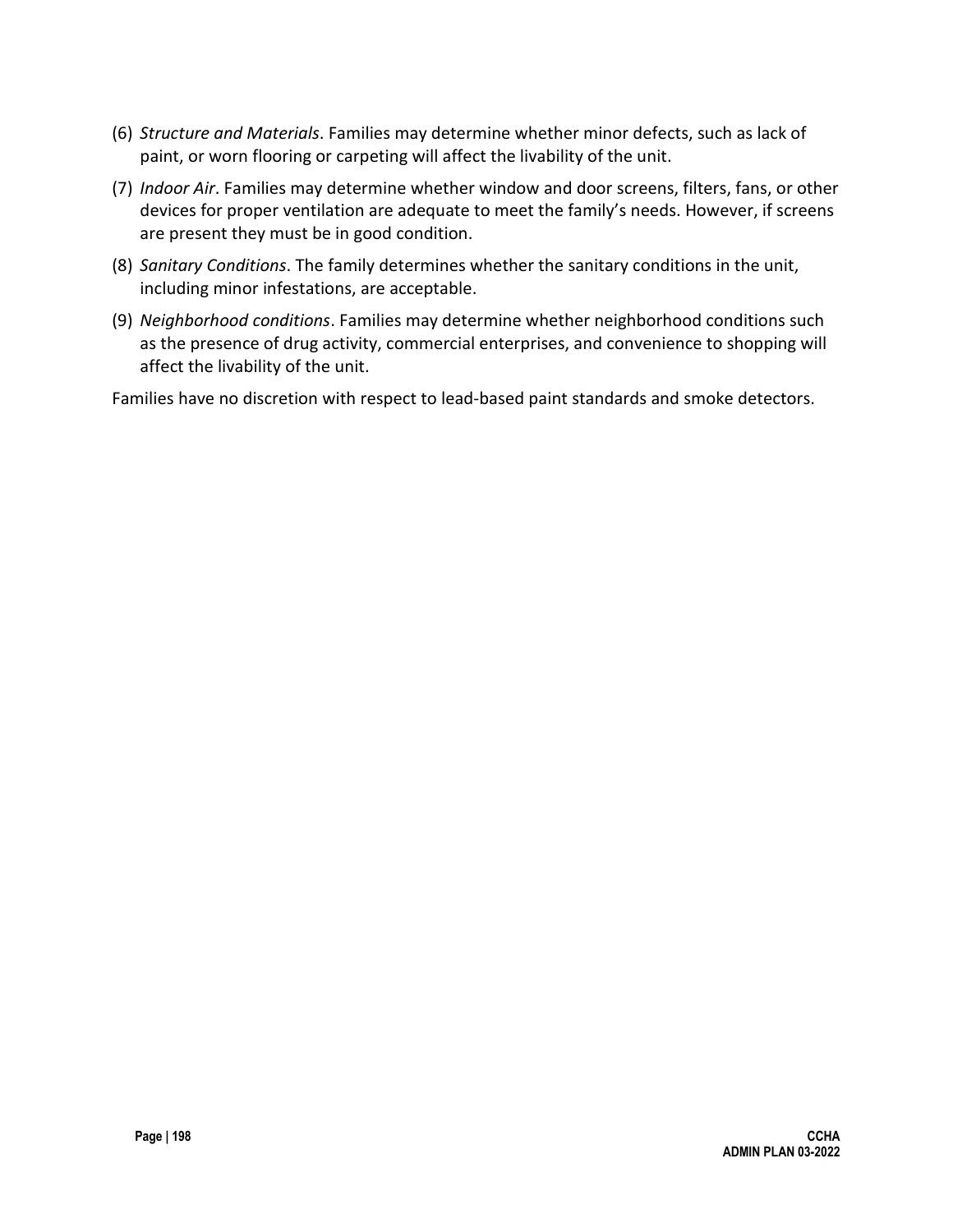(6) *Structure and Materials*. Families may determine whether minor defects, such as lack of paint, or worn flooring or carpeting will affect the livability of the unit.

(7) *Indoor Air*. Families may determine whether window and door screens, filters, fans, or other devices for proper ventilation are adequate to meet the family's needs. However, if screens are present they must be in good condition.

(8) *Sanitary Conditions*. The family determines whether the sanitary conditions in the unit, including minor infestations, are acceptable.

(9) *Neighborhood conditions*. Families may determine whether neighborhood conditions such as the presence of drug activity, commercial enterprises, and convenience to shopping will affect the livability of the unit.

Families have no discretion with respect to lead-based paint standards and smoke detectors.